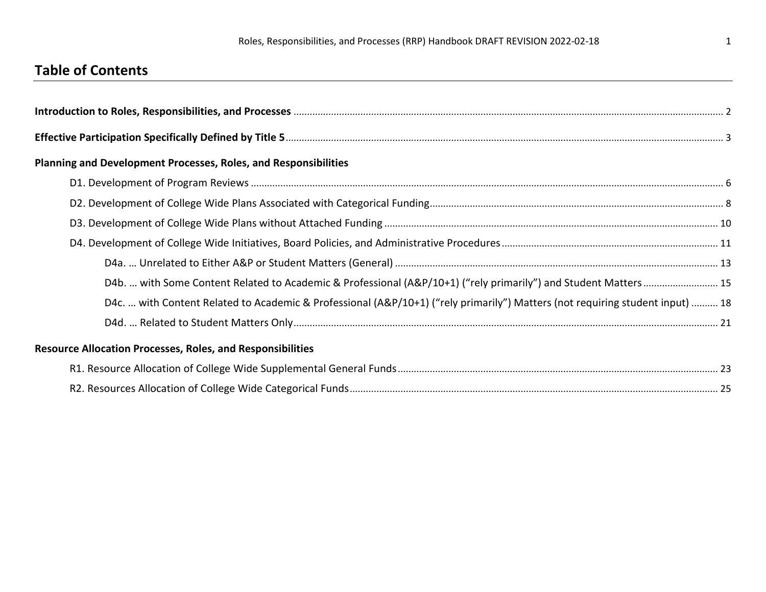# Table of Contents

**Introduction to Roles, Responsibilities, and Processes** ..... 2

**Effective Participation Specifically Defined by Title 5** ..... 3

**Planning and Development Processes, Roles, and Responsibilities**

- D1. Development of Program Reviews ..... 6
- D2. Development of College Wide Plans Associated with Categorical Funding ..... 8
- D3. Development of College Wide Plans without Attached Funding ..... 10
- D4. Development of College Wide Initiatives, Board Policies, and Administrative Procedures ..... 11
  - D4a. … Unrelated to Either A&P or Student Matters (General) ..... 13
  - D4b. … with Some Content Related to Academic & Professional (A&P/10+1) ("rely primarily") and Student Matters ..... 15
  - D4c. … with Content Related to Academic & Professional (A&P/10+1) ("rely primarily") Matters (not requiring student input) ..... 18
  - D4d. … Related to Student Matters Only ..... 21

**Resource Allocation Processes, Roles, and Responsibilities**

- R1. Resource Allocation of College Wide Supplemental General Funds ..... 23
- R2. Resources Allocation of College Wide Categorical Funds ..... 25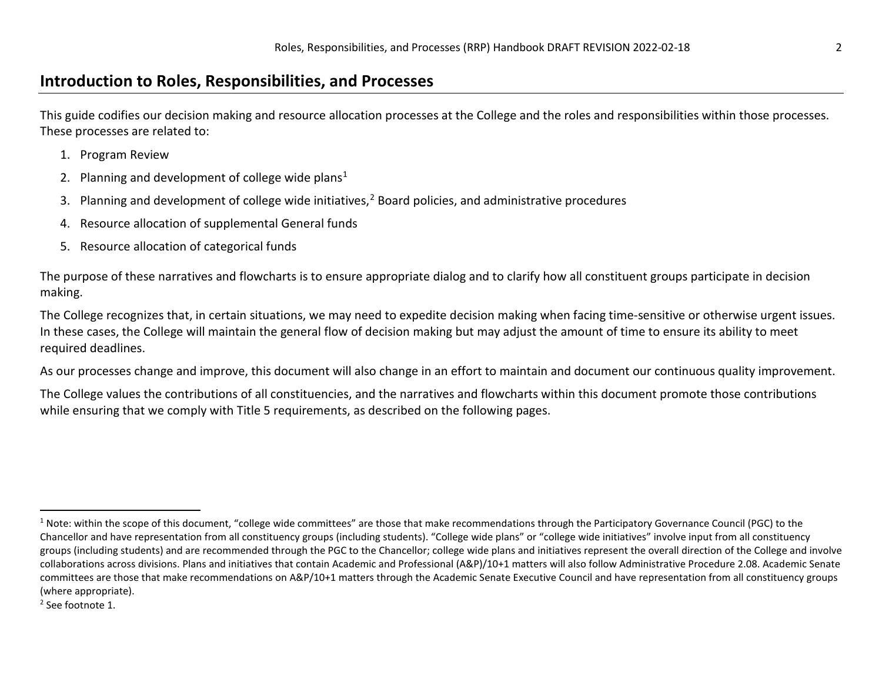## Introduction to Roles, Responsibilities, and Processes

This guide codifies our decision making and resource allocation processes at the College and the roles and responsibilities within those processes. These processes are related to:

1. Program Review
2. Planning and development of college wide plans[1]
3. Planning and development of college wide initiatives,[2] Board policies, and administrative procedures
4. Resource allocation of supplemental General funds
5. Resource allocation of categorical funds

The purpose of these narratives and flowcharts is to ensure appropriate dialog and to clarify how all constituent groups participate in decision making.

The College recognizes that, in certain situations, we may need to expedite decision making when facing time-sensitive or otherwise urgent issues. In these cases, the College will maintain the general flow of decision making but may adjust the amount of time to ensure its ability to meet required deadlines.

As our processes change and improve, this document will also change in an effort to maintain and document our continuous quality improvement.

The College values the contributions of all constituencies, and the narratives and flowcharts within this document promote those contributions while ensuring that we comply with Title 5 requirements, as described on the following pages.

---

[1] Note: within the scope of this document, "college wide committees" are those that make recommendations through the Participatory Governance Council (PGC) to the Chancellor and have representation from all constituency groups (including students). "College wide plans" or "college wide initiatives" involve input from all constituency groups (including students) and are recommended through the PGC to the Chancellor; college wide plans and initiatives represent the overall direction of the College and involve collaborations across divisions. Plans and initiatives that contain Academic and Professional (A&P)/10+1 matters will also follow Administrative Procedure 2.08. Academic Senate committees are those that make recommendations on A&P/10+1 matters through the Academic Senate Executive Council and have representation from all constituency groups (where appropriate).

[2] See footnote 1.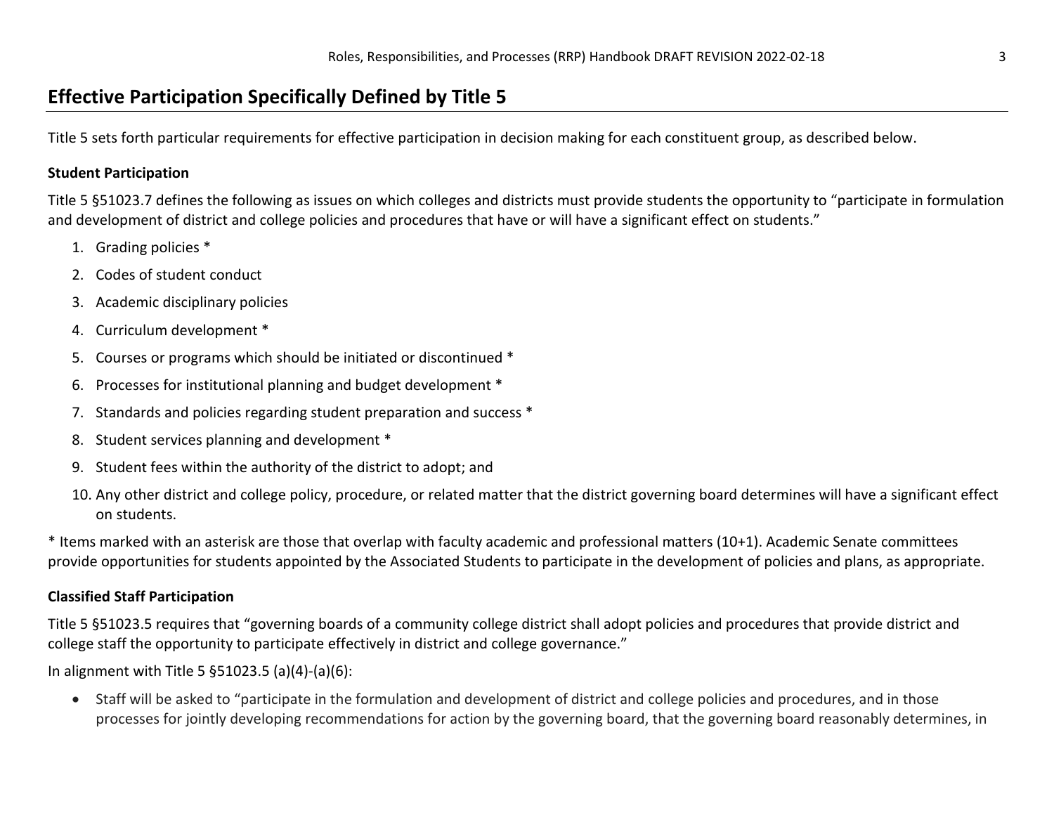## Effective Participation Specifically Defined by Title 5

Title 5 sets forth particular requirements for effective participation in decision making for each constituent group, as described below.

### Student Participation

Title 5 §51023.7 defines the following as issues on which colleges and districts must provide students the opportunity to "participate in formulation and development of district and college policies and procedures that have or will have a significant effect on students."

1. Grading policies *
2. Codes of student conduct
3. Academic disciplinary policies
4. Curriculum development *
5. Courses or programs which should be initiated or discontinued *
6. Processes for institutional planning and budget development *
7. Standards and policies regarding student preparation and success *
8. Student services planning and development *
9. Student fees within the authority of the district to adopt; and
10. Any other district and college policy, procedure, or related matter that the district governing board determines will have a significant effect on students.

* Items marked with an asterisk are those that overlap with faculty academic and professional matters (10+1). Academic Senate committees provide opportunities for students appointed by the Associated Students to participate in the development of policies and plans, as appropriate.

### Classified Staff Participation

Title 5 §51023.5 requires that "governing boards of a community college district shall adopt policies and procedures that provide district and college staff the opportunity to participate effectively in district and college governance."

In alignment with Title 5 §51023.5 (a)(4)-(a)(6):

- Staff will be asked to "participate in the formulation and development of district and college policies and procedures, and in those processes for jointly developing recommendations for action by the governing board, that the governing board reasonably determines, in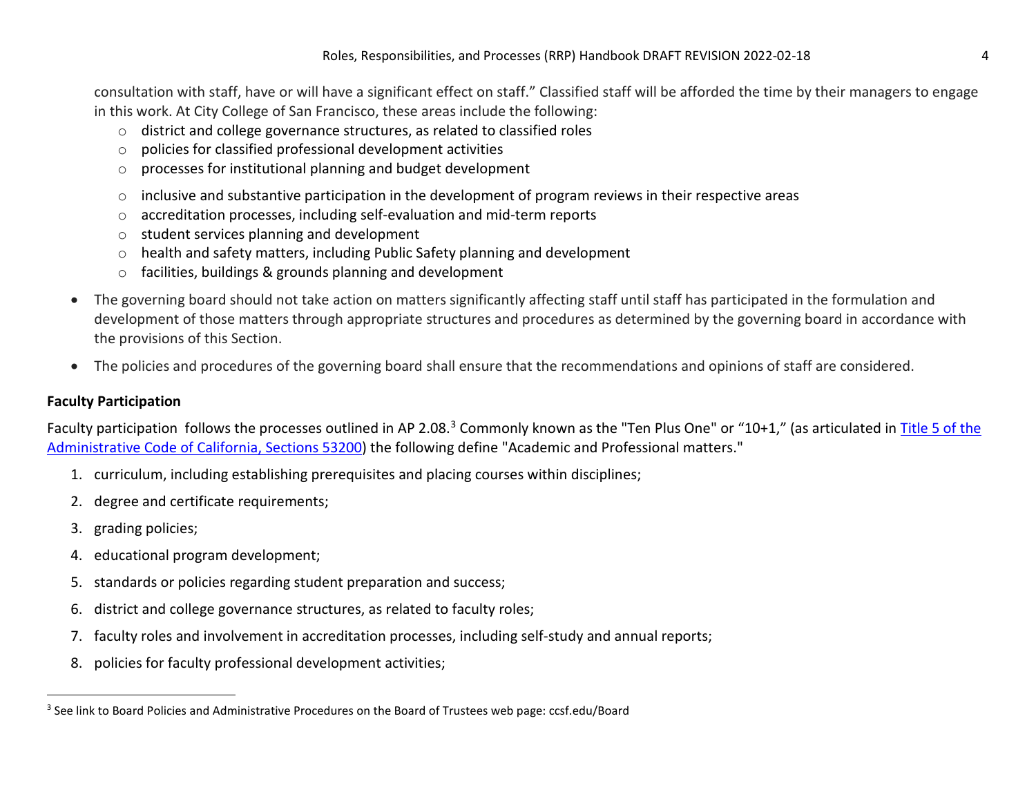consultation with staff, have or will have a significant effect on staff." Classified staff will be afforded the time by their managers to engage in this work. At City College of San Francisco, these areas include the following:

- district and college governance structures, as related to classified roles
- policies for classified professional development activities
- processes for institutional planning and budget development
- inclusive and substantive participation in the development of program reviews in their respective areas
- accreditation processes, including self-evaluation and mid-term reports
- student services planning and development
- health and safety matters, including Public Safety planning and development
- facilities, buildings & grounds planning and development

- The governing board should not take action on matters significantly affecting staff until staff has participated in the formulation and development of those matters through appropriate structures and procedures as determined by the governing board in accordance with the provisions of this Section.
- The policies and procedures of the governing board shall ensure that the recommendations and opinions of staff are considered.

**Faculty Participation**

Faculty participation follows the processes outlined in AP 2.08.[3] Commonly known as the "Ten Plus One" or "10+1," (as articulated in [Title 5 of the Administrative Code of California, Sections 53200](#)) the following define "Academic and Professional matters."

1. curriculum, including establishing prerequisites and placing courses within disciplines;
2. degree and certificate requirements;
3. grading policies;
4. educational program development;
5. standards or policies regarding student preparation and success;
6. district and college governance structures, as related to faculty roles;
7. faculty roles and involvement in accreditation processes, including self-study and annual reports;
8. policies for faculty professional development activities;

[3] See link to Board Policies and Administrative Procedures on the Board of Trustees web page: ccsf.edu/Board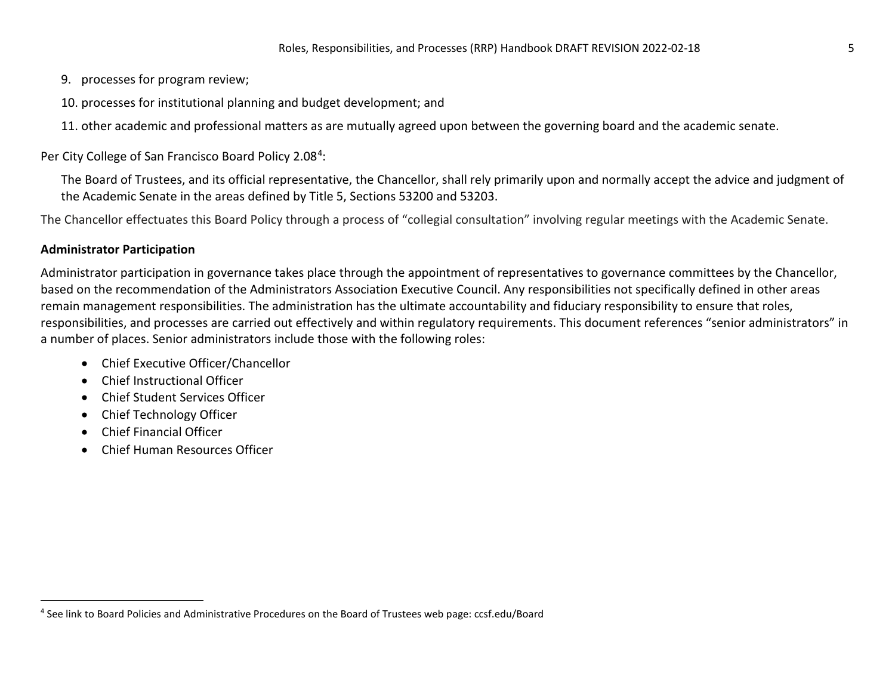9. processes for program review;
10. processes for institutional planning and budget development; and
11. other academic and professional matters as are mutually agreed upon between the governing board and the academic senate.

Per City College of San Francisco Board Policy 2.08[4]:

> The Board of Trustees, and its official representative, the Chancellor, shall rely primarily upon and normally accept the advice and judgment of the Academic Senate in the areas defined by Title 5, Sections 53200 and 53203.

The Chancellor effectuates this Board Policy through a process of "collegial consultation" involving regular meetings with the Academic Senate.

**Administrator Participation**

Administrator participation in governance takes place through the appointment of representatives to governance committees by the Chancellor, based on the recommendation of the Administrators Association Executive Council. Any responsibilities not specifically defined in other areas remain management responsibilities. The administration has the ultimate accountability and fiduciary responsibility to ensure that roles, responsibilities, and processes are carried out effectively and within regulatory requirements. This document references "senior administrators" in a number of places. Senior administrators include those with the following roles:

- Chief Executive Officer/Chancellor
- Chief Instructional Officer
- Chief Student Services Officer
- Chief Technology Officer
- Chief Financial Officer
- Chief Human Resources Officer

[4] See link to Board Policies and Administrative Procedures on the Board of Trustees web page: ccsf.edu/Board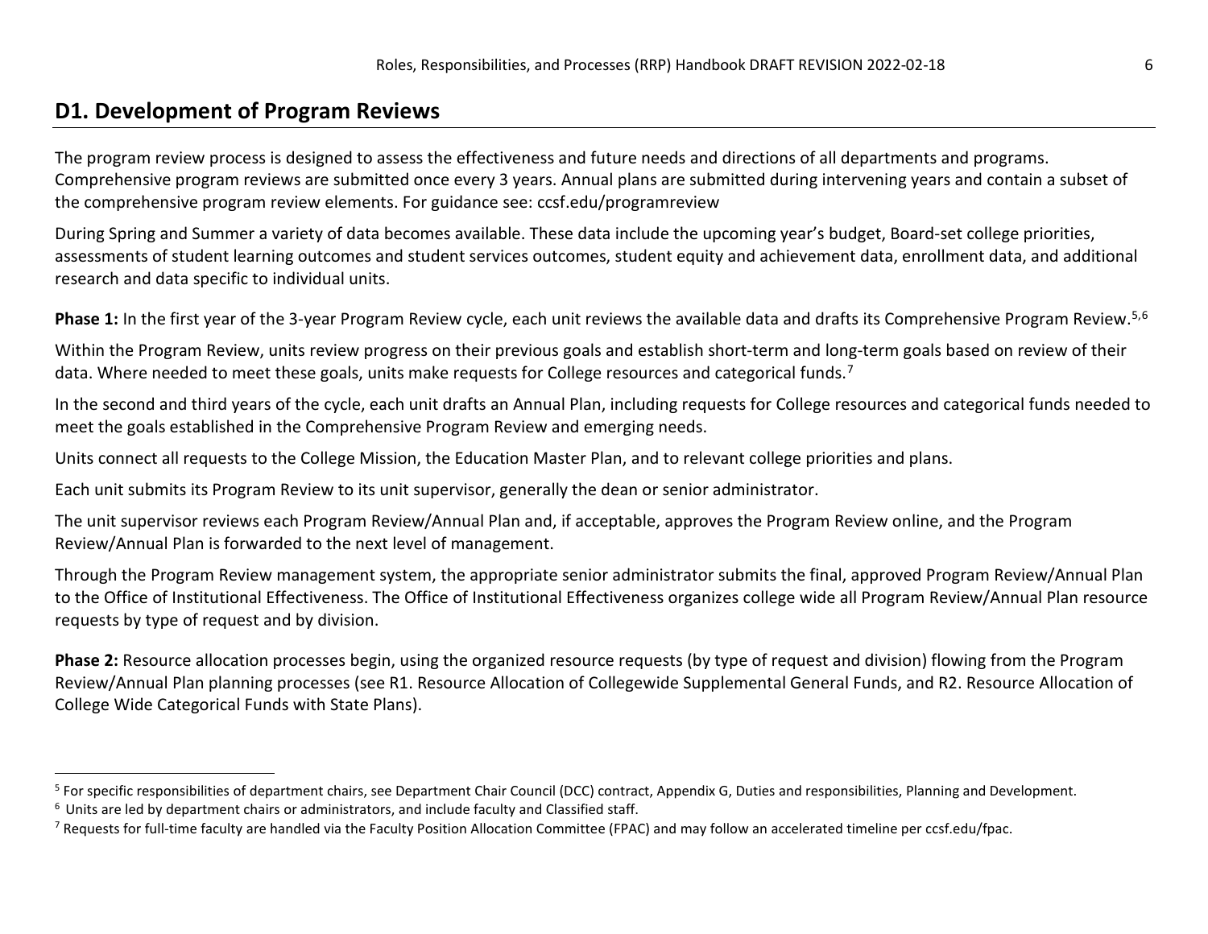## D1. Development of Program Reviews

The program review process is designed to assess the effectiveness and future needs and directions of all departments and programs. Comprehensive program reviews are submitted once every 3 years. Annual plans are submitted during intervening years and contain a subset of the comprehensive program review elements. For guidance see: ccsf.edu/programreview

During Spring and Summer a variety of data becomes available. These data include the upcoming year's budget, Board-set college priorities, assessments of student learning outcomes and student services outcomes, student equity and achievement data, enrollment data, and additional research and data specific to individual units.

**Phase 1:** In the first year of the 3-year Program Review cycle, each unit reviews the available data and drafts its Comprehensive Program Review.[5,6]

Within the Program Review, units review progress on their previous goals and establish short-term and long-term goals based on review of their data. Where needed to meet these goals, units make requests for College resources and categorical funds.[7]

In the second and third years of the cycle, each unit drafts an Annual Plan, including requests for College resources and categorical funds needed to meet the goals established in the Comprehensive Program Review and emerging needs.

Units connect all requests to the College Mission, the Education Master Plan, and to relevant college priorities and plans.

Each unit submits its Program Review to its unit supervisor, generally the dean or senior administrator.

The unit supervisor reviews each Program Review/Annual Plan and, if acceptable, approves the Program Review online, and the Program Review/Annual Plan is forwarded to the next level of management.

Through the Program Review management system, the appropriate senior administrator submits the final, approved Program Review/Annual Plan to the Office of Institutional Effectiveness. The Office of Institutional Effectiveness organizes college wide all Program Review/Annual Plan resource requests by type of request and by division.

**Phase 2:** Resource allocation processes begin, using the organized resource requests (by type of request and division) flowing from the Program Review/Annual Plan planning processes (see R1. Resource Allocation of Collegewide Supplemental General Funds, and R2. Resource Allocation of College Wide Categorical Funds with State Plans).

---

[5] For specific responsibilities of department chairs, see Department Chair Council (DCC) contract, Appendix G, Duties and responsibilities, Planning and Development.

[6] Units are led by department chairs or administrators, and include faculty and Classified staff.

[7] Requests for full-time faculty are handled via the Faculty Position Allocation Committee (FPAC) and may follow an accelerated timeline per ccsf.edu/fpac.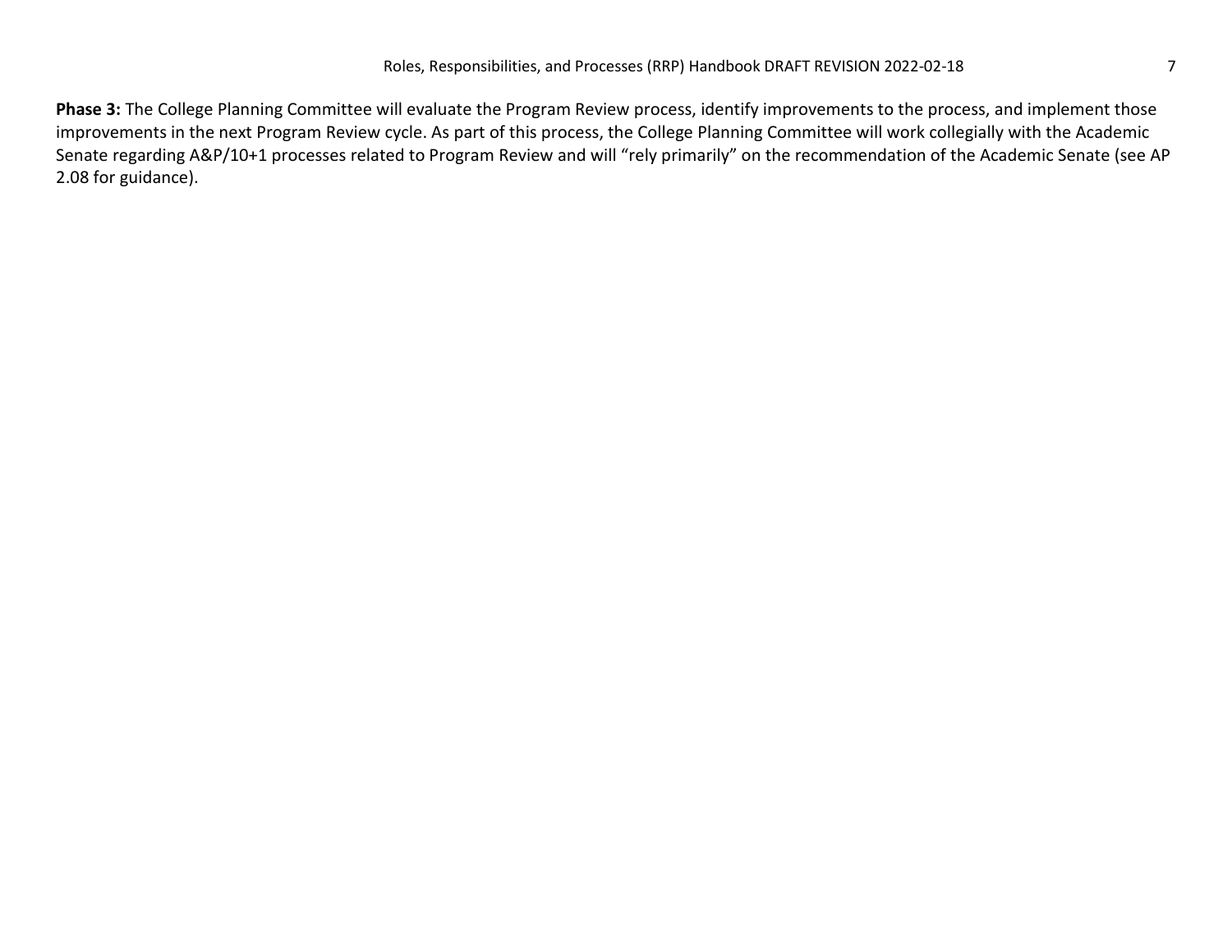**Phase 3:** The College Planning Committee will evaluate the Program Review process, identify improvements to the process, and implement those improvements in the next Program Review cycle. As part of this process, the College Planning Committee will work collegially with the Academic Senate regarding A&P/10+1 processes related to Program Review and will "rely primarily" on the recommendation of the Academic Senate (see AP 2.08 for guidance).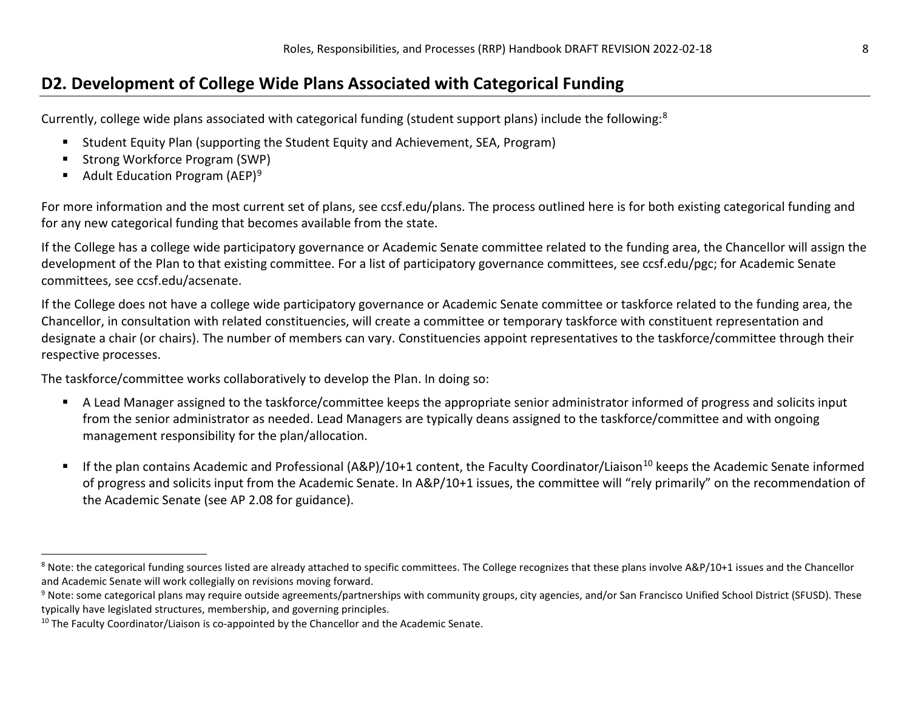## D2. Development of College Wide Plans Associated with Categorical Funding

Currently, college wide plans associated with categorical funding (student support plans) include the following:[8]

- Student Equity Plan (supporting the Student Equity and Achievement, SEA, Program)
- Strong Workforce Program (SWP)
- Adult Education Program (AEP)[9]

For more information and the most current set of plans, see ccsf.edu/plans. The process outlined here is for both existing categorical funding and for any new categorical funding that becomes available from the state.

If the College has a college wide participatory governance or Academic Senate committee related to the funding area, the Chancellor will assign the development of the Plan to that existing committee. For a list of participatory governance committees, see ccsf.edu/pgc; for Academic Senate committees, see ccsf.edu/acsenate.

If the College does not have a college wide participatory governance or Academic Senate committee or taskforce related to the funding area, the Chancellor, in consultation with related constituencies, will create a committee or temporary taskforce with constituent representation and designate a chair (or chairs). The number of members can vary. Constituencies appoint representatives to the taskforce/committee through their respective processes.

The taskforce/committee works collaboratively to develop the Plan. In doing so:

- A Lead Manager assigned to the taskforce/committee keeps the appropriate senior administrator informed of progress and solicits input from the senior administrator as needed. Lead Managers are typically deans assigned to the taskforce/committee and with ongoing management responsibility for the plan/allocation.

- If the plan contains Academic and Professional (A&P)/10+1 content, the Faculty Coordinator/Liaison[10] keeps the Academic Senate informed of progress and solicits input from the Academic Senate. In A&P/10+1 issues, the committee will "rely primarily" on the recommendation of the Academic Senate (see AP 2.08 for guidance).

---

[8] Note: the categorical funding sources listed are already attached to specific committees. The College recognizes that these plans involve A&P/10+1 issues and the Chancellor and Academic Senate will work collegially on revisions moving forward.

[9] Note: some categorical plans may require outside agreements/partnerships with community groups, city agencies, and/or San Francisco Unified School District (SFUSD). These typically have legislated structures, membership, and governing principles.

[10] The Faculty Coordinator/Liaison is co-appointed by the Chancellor and the Academic Senate.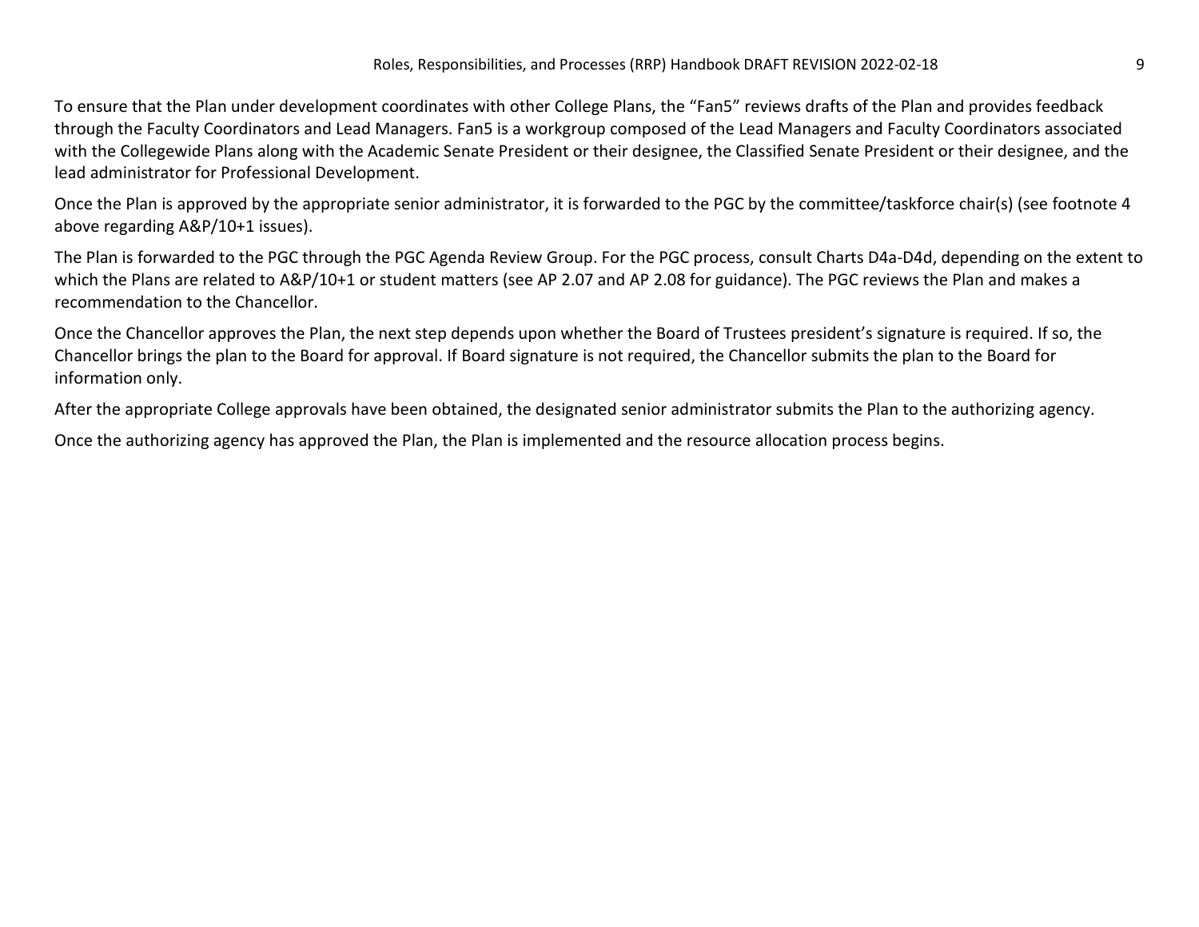To ensure that the Plan under development coordinates with other College Plans, the "Fan5" reviews drafts of the Plan and provides feedback through the Faculty Coordinators and Lead Managers. Fan5 is a workgroup composed of the Lead Managers and Faculty Coordinators associated with the Collegewide Plans along with the Academic Senate President or their designee, the Classified Senate President or their designee, and the lead administrator for Professional Development.

Once the Plan is approved by the appropriate senior administrator, it is forwarded to the PGC by the committee/taskforce chair(s) (see footnote 4 above regarding A&P/10+1 issues).

The Plan is forwarded to the PGC through the PGC Agenda Review Group. For the PGC process, consult Charts D4a-D4d, depending on the extent to which the Plans are related to A&P/10+1 or student matters (see AP 2.07 and AP 2.08 for guidance). The PGC reviews the Plan and makes a recommendation to the Chancellor.

Once the Chancellor approves the Plan, the next step depends upon whether the Board of Trustees president's signature is required. If so, the Chancellor brings the plan to the Board for approval. If Board signature is not required, the Chancellor submits the plan to the Board for information only.

After the appropriate College approvals have been obtained, the designated senior administrator submits the Plan to the authorizing agency.

Once the authorizing agency has approved the Plan, the Plan is implemented and the resource allocation process begins.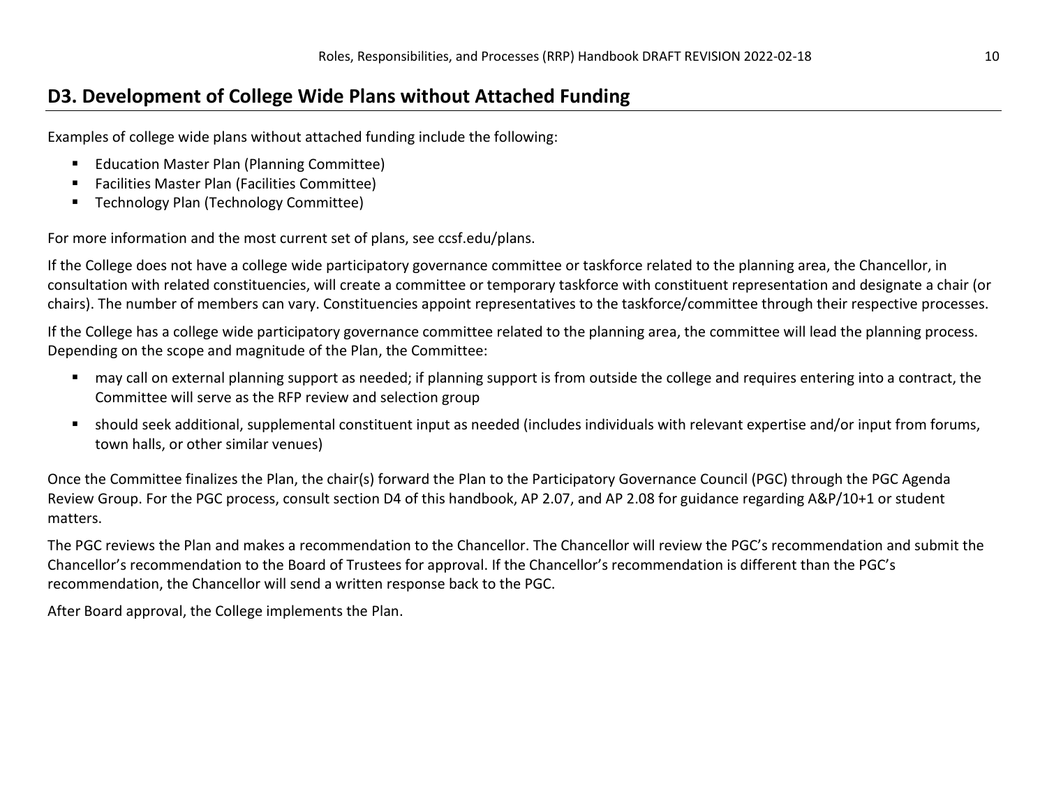## D3. Development of College Wide Plans without Attached Funding

Examples of college wide plans without attached funding include the following:

- Education Master Plan (Planning Committee)
- Facilities Master Plan (Facilities Committee)
- Technology Plan (Technology Committee)

For more information and the most current set of plans, see ccsf.edu/plans.

If the College does not have a college wide participatory governance committee or taskforce related to the planning area, the Chancellor, in consultation with related constituencies, will create a committee or temporary taskforce with constituent representation and designate a chair (or chairs). The number of members can vary. Constituencies appoint representatives to the taskforce/committee through their respective processes.

If the College has a college wide participatory governance committee related to the planning area, the committee will lead the planning process. Depending on the scope and magnitude of the Plan, the Committee:

- may call on external planning support as needed; if planning support is from outside the college and requires entering into a contract, the Committee will serve as the RFP review and selection group
- should seek additional, supplemental constituent input as needed (includes individuals with relevant expertise and/or input from forums, town halls, or other similar venues)

Once the Committee finalizes the Plan, the chair(s) forward the Plan to the Participatory Governance Council (PGC) through the PGC Agenda Review Group. For the PGC process, consult section D4 of this handbook, AP 2.07, and AP 2.08 for guidance regarding A&P/10+1 or student matters.

The PGC reviews the Plan and makes a recommendation to the Chancellor. The Chancellor will review the PGC's recommendation and submit the Chancellor's recommendation to the Board of Trustees for approval. If the Chancellor's recommendation is different than the PGC's recommendation, the Chancellor will send a written response back to the PGC.

After Board approval, the College implements the Plan.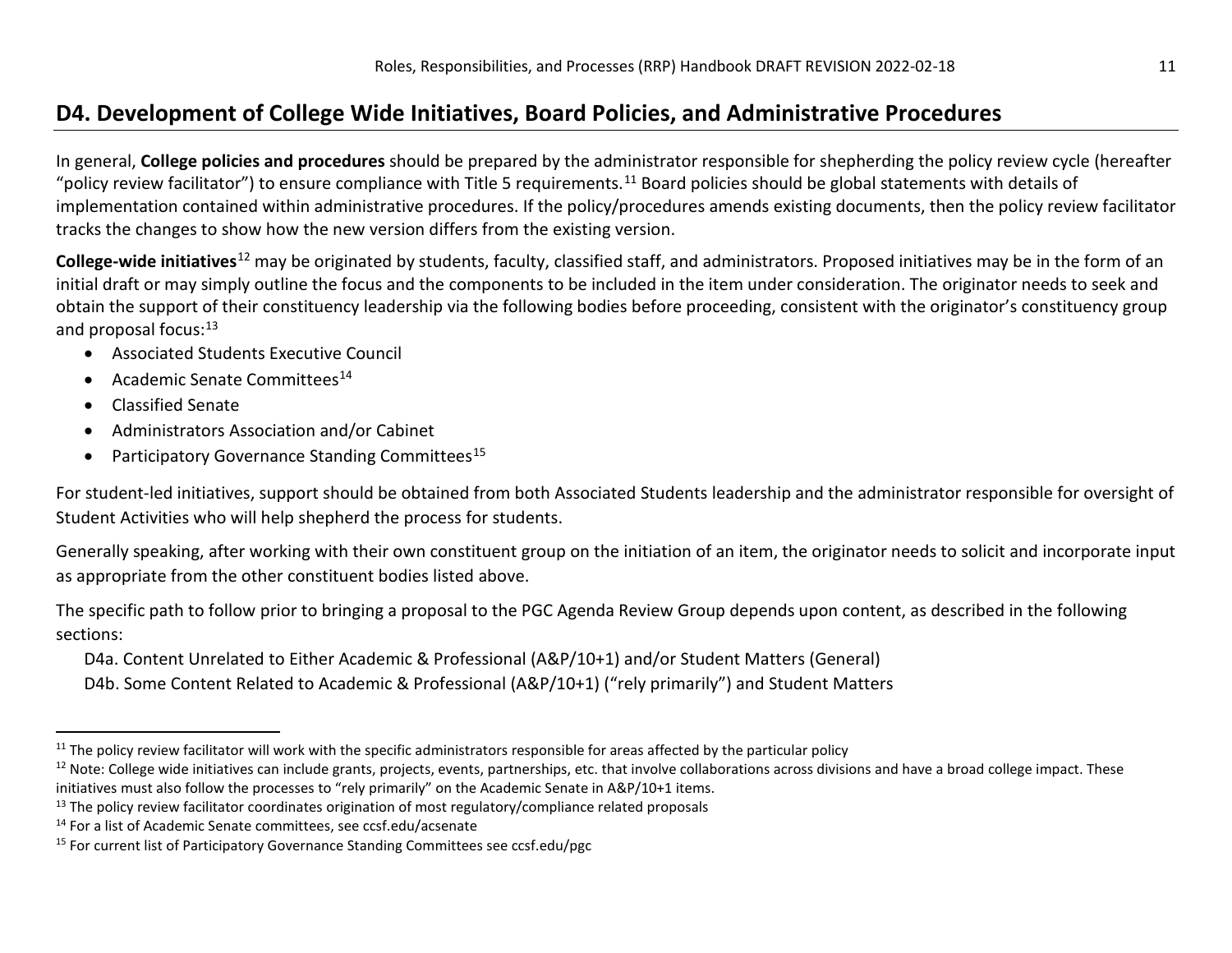## D4. Development of College Wide Initiatives, Board Policies, and Administrative Procedures

In general, **College policies and procedures** should be prepared by the administrator responsible for shepherding the policy review cycle (hereafter "policy review facilitator") to ensure compliance with Title 5 requirements.[11] Board policies should be global statements with details of implementation contained within administrative procedures. If the policy/procedures amends existing documents, then the policy review facilitator tracks the changes to show how the new version differs from the existing version.

**College-wide initiatives**[12] may be originated by students, faculty, classified staff, and administrators. Proposed initiatives may be in the form of an initial draft or may simply outline the focus and the components to be included in the item under consideration. The originator needs to seek and obtain the support of their constituency leadership via the following bodies before proceeding, consistent with the originator's constituency group and proposal focus:[13]

- Associated Students Executive Council
- Academic Senate Committees[14]
- Classified Senate
- Administrators Association and/or Cabinet
- Participatory Governance Standing Committees[15]

For student-led initiatives, support should be obtained from both Associated Students leadership and the administrator responsible for oversight of Student Activities who will help shepherd the process for students.

Generally speaking, after working with their own constituent group on the initiation of an item, the originator needs to solicit and incorporate input as appropriate from the other constituent bodies listed above.

The specific path to follow prior to bringing a proposal to the PGC Agenda Review Group depends upon content, as described in the following sections:

D4a. Content Unrelated to Either Academic & Professional (A&P/10+1) and/or Student Matters (General)

D4b. Some Content Related to Academic & Professional (A&P/10+1) ("rely primarily") and Student Matters

---

[11] The policy review facilitator will work with the specific administrators responsible for areas affected by the particular policy

[12] Note: College wide initiatives can include grants, projects, events, partnerships, etc. that involve collaborations across divisions and have a broad college impact. These initiatives must also follow the processes to "rely primarily" on the Academic Senate in A&P/10+1 items.

[13] The policy review facilitator coordinates origination of most regulatory/compliance related proposals

[14] For a list of Academic Senate committees, see ccsf.edu/acsenate

[15] For current list of Participatory Governance Standing Committees see ccsf.edu/pgc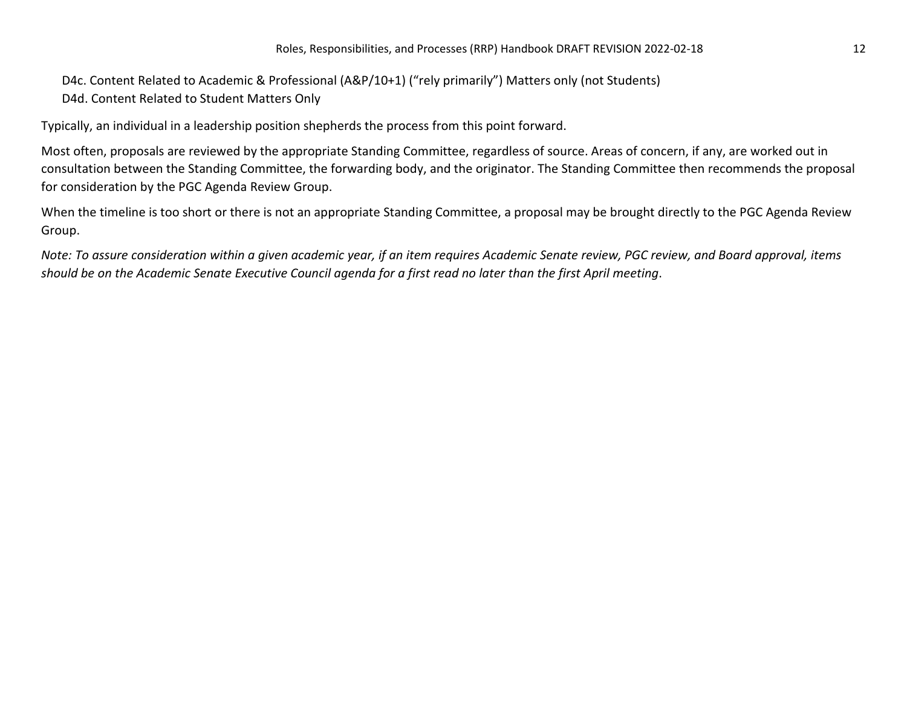D4c. Content Related to Academic & Professional (A&P/10+1) ("rely primarily") Matters only (not Students)
D4d. Content Related to Student Matters Only

Typically, an individual in a leadership position shepherds the process from this point forward.

Most often, proposals are reviewed by the appropriate Standing Committee, regardless of source. Areas of concern, if any, are worked out in consultation between the Standing Committee, the forwarding body, and the originator. The Standing Committee then recommends the proposal for consideration by the PGC Agenda Review Group.

When the timeline is too short or there is not an appropriate Standing Committee, a proposal may be brought directly to the PGC Agenda Review Group.

*Note: To assure consideration within a given academic year, if an item requires Academic Senate review, PGC review, and Board approval, items should be on the Academic Senate Executive Council agenda for a first read no later than the first April meeting*.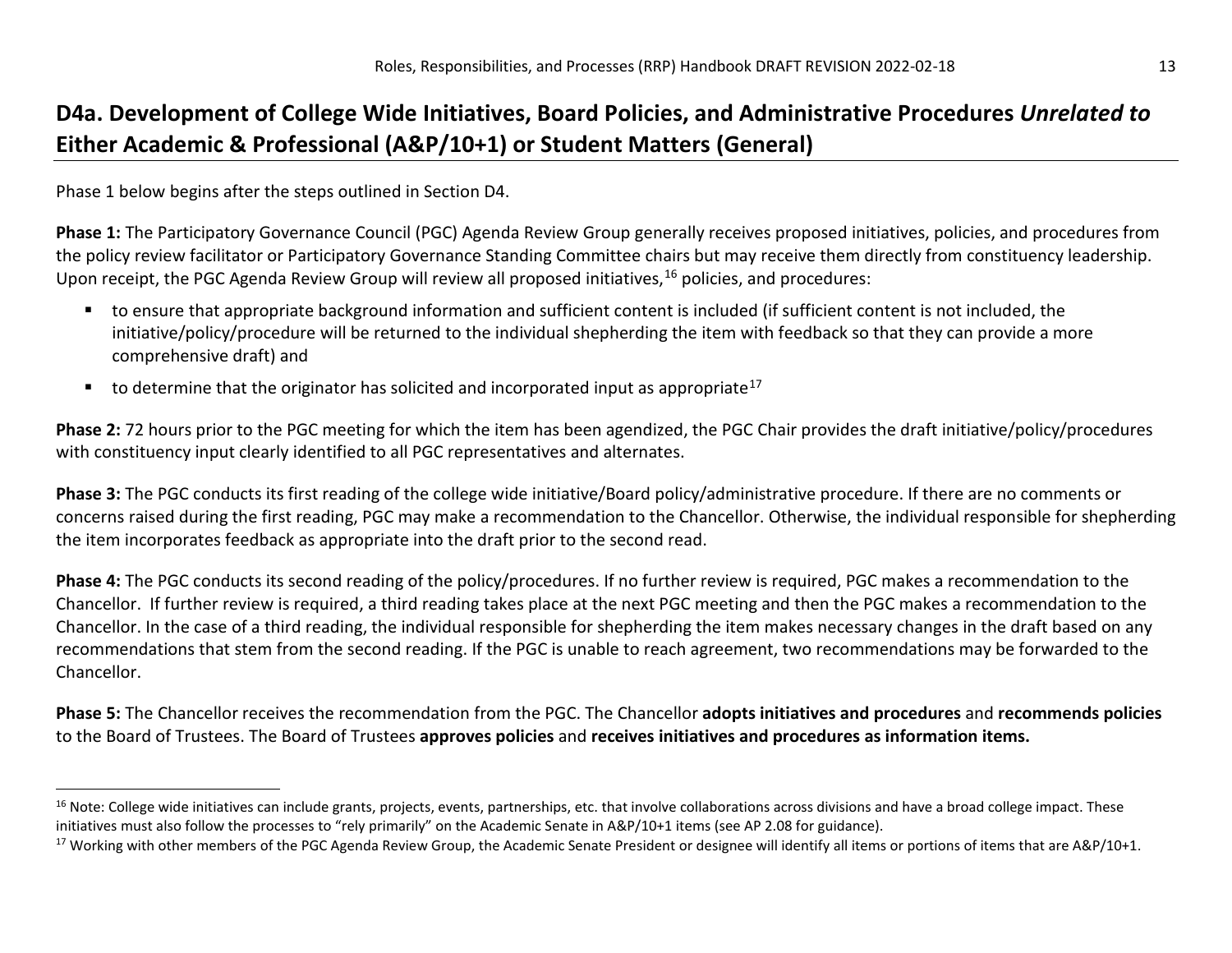## D4a. Development of College Wide Initiatives, Board Policies, and Administrative Procedures *Unrelated to* Either Academic & Professional (A&P/10+1) or Student Matters (General)

Phase 1 below begins after the steps outlined in Section D4.

**Phase 1:** The Participatory Governance Council (PGC) Agenda Review Group generally receives proposed initiatives, policies, and procedures from the policy review facilitator or Participatory Governance Standing Committee chairs but may receive them directly from constituency leadership. Upon receipt, the PGC Agenda Review Group will review all proposed initiatives,[16] policies, and procedures:

- to ensure that appropriate background information and sufficient content is included (if sufficient content is not included, the initiative/policy/procedure will be returned to the individual shepherding the item with feedback so that they can provide a more comprehensive draft) and
- to determine that the originator has solicited and incorporated input as appropriate[17]

**Phase 2:** 72 hours prior to the PGC meeting for which the item has been agendized, the PGC Chair provides the draft initiative/policy/procedures with constituency input clearly identified to all PGC representatives and alternates.

**Phase 3:** The PGC conducts its first reading of the college wide initiative/Board policy/administrative procedure. If there are no comments or concerns raised during the first reading, PGC may make a recommendation to the Chancellor. Otherwise, the individual responsible for shepherding the item incorporates feedback as appropriate into the draft prior to the second read.

**Phase 4:** The PGC conducts its second reading of the policy/procedures. If no further review is required, PGC makes a recommendation to the Chancellor. If further review is required, a third reading takes place at the next PGC meeting and then the PGC makes a recommendation to the Chancellor. In the case of a third reading, the individual responsible for shepherding the item makes necessary changes in the draft based on any recommendations that stem from the second reading. If the PGC is unable to reach agreement, two recommendations may be forwarded to the Chancellor.

**Phase 5:** The Chancellor receives the recommendation from the PGC. The Chancellor **adopts initiatives and procedures** and **recommends policies** to the Board of Trustees. The Board of Trustees **approves policies** and **receives initiatives and procedures as information items.**

---

[16] Note: College wide initiatives can include grants, projects, events, partnerships, etc. that involve collaborations across divisions and have a broad college impact. These initiatives must also follow the processes to "rely primarily" on the Academic Senate in A&P/10+1 items (see AP 2.08 for guidance).

[17] Working with other members of the PGC Agenda Review Group, the Academic Senate President or designee will identify all items or portions of items that are A&P/10+1.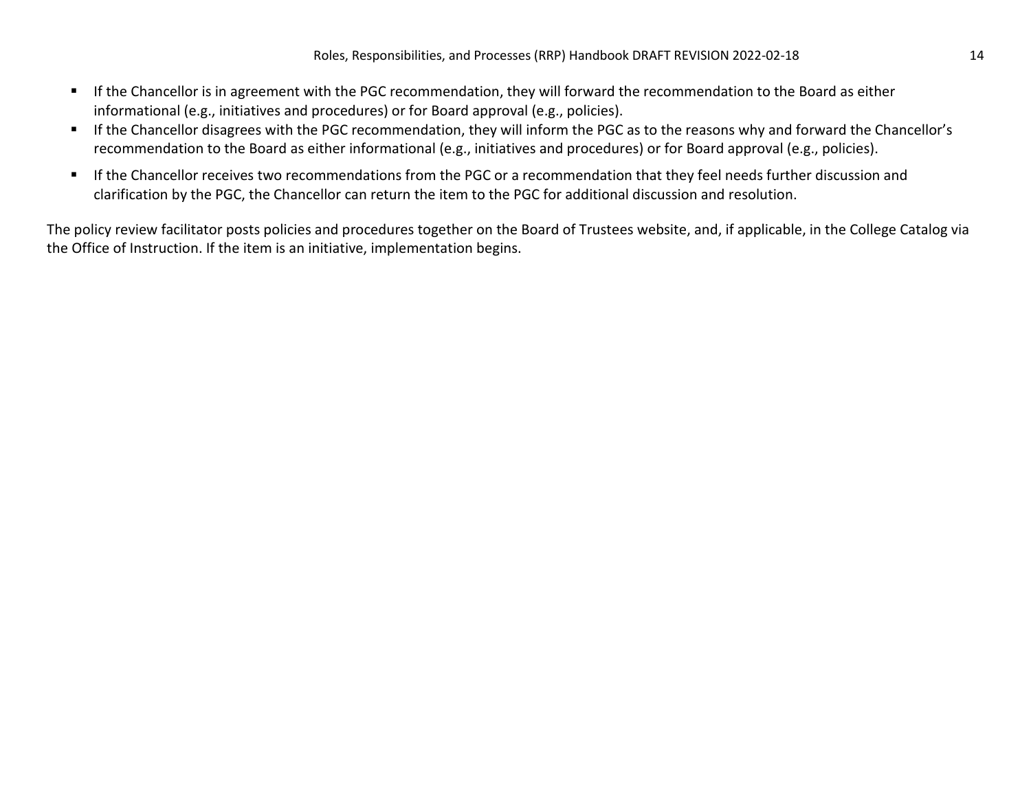- If the Chancellor is in agreement with the PGC recommendation, they will forward the recommendation to the Board as either informational (e.g., initiatives and procedures) or for Board approval (e.g., policies).
- If the Chancellor disagrees with the PGC recommendation, they will inform the PGC as to the reasons why and forward the Chancellor's recommendation to the Board as either informational (e.g., initiatives and procedures) or for Board approval (e.g., policies).
- If the Chancellor receives two recommendations from the PGC or a recommendation that they feel needs further discussion and clarification by the PGC, the Chancellor can return the item to the PGC for additional discussion and resolution.

The policy review facilitator posts policies and procedures together on the Board of Trustees website, and, if applicable, in the College Catalog via the Office of Instruction. If the item is an initiative, implementation begins.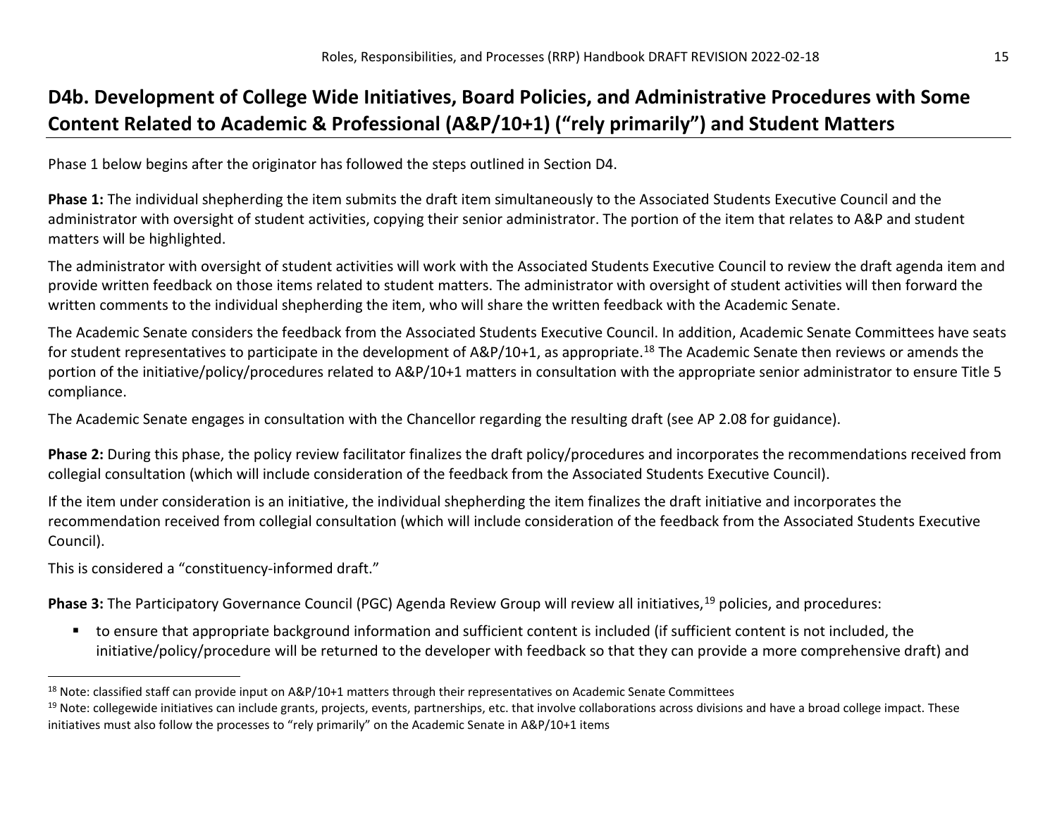## D4b. Development of College Wide Initiatives, Board Policies, and Administrative Procedures with Some Content Related to Academic & Professional (A&P/10+1) ("rely primarily") and Student Matters

Phase 1 below begins after the originator has followed the steps outlined in Section D4.

**Phase 1:** The individual shepherding the item submits the draft item simultaneously to the Associated Students Executive Council and the administrator with oversight of student activities, copying their senior administrator. The portion of the item that relates to A&P and student matters will be highlighted.

The administrator with oversight of student activities will work with the Associated Students Executive Council to review the draft agenda item and provide written feedback on those items related to student matters. The administrator with oversight of student activities will then forward the written comments to the individual shepherding the item, who will share the written feedback with the Academic Senate.

The Academic Senate considers the feedback from the Associated Students Executive Council. In addition, Academic Senate Committees have seats for student representatives to participate in the development of A&P/10+1, as appropriate.[18] The Academic Senate then reviews or amends the portion of the initiative/policy/procedures related to A&P/10+1 matters in consultation with the appropriate senior administrator to ensure Title 5 compliance.

The Academic Senate engages in consultation with the Chancellor regarding the resulting draft (see AP 2.08 for guidance).

**Phase 2:** During this phase, the policy review facilitator finalizes the draft policy/procedures and incorporates the recommendations received from collegial consultation (which will include consideration of the feedback from the Associated Students Executive Council).

If the item under consideration is an initiative, the individual shepherding the item finalizes the draft initiative and incorporates the recommendation received from collegial consultation (which will include consideration of the feedback from the Associated Students Executive Council).

This is considered a "constituency-informed draft."

**Phase 3:** The Participatory Governance Council (PGC) Agenda Review Group will review all initiatives,[19] policies, and procedures:

- to ensure that appropriate background information and sufficient content is included (if sufficient content is not included, the initiative/policy/procedure will be returned to the developer with feedback so that they can provide a more comprehensive draft) and

---

[18] Note: classified staff can provide input on A&P/10+1 matters through their representatives on Academic Senate Committees

[19] Note: collegewide initiatives can include grants, projects, events, partnerships, etc. that involve collaborations across divisions and have a broad college impact. These initiatives must also follow the processes to "rely primarily" on the Academic Senate in A&P/10+1 items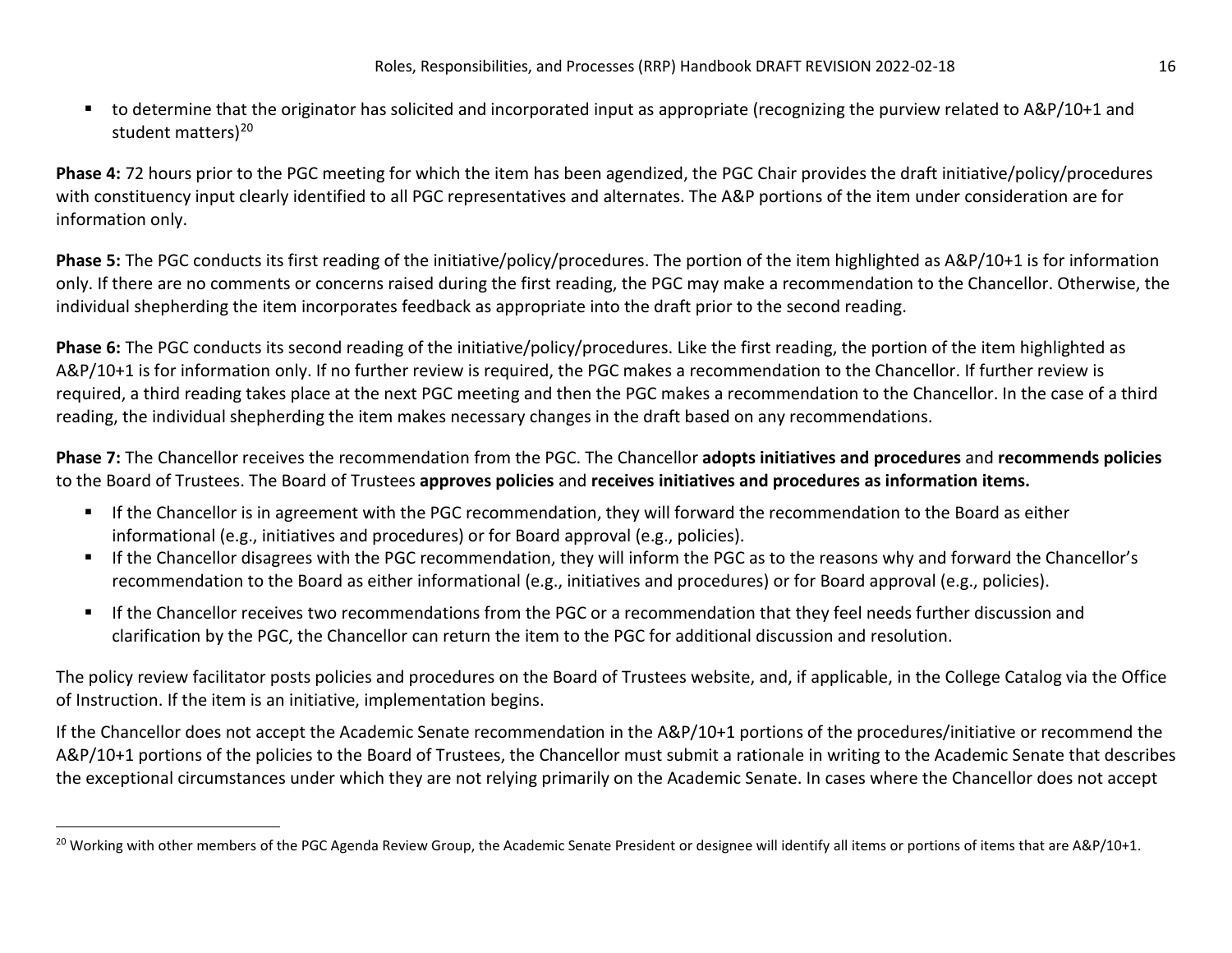- to determine that the originator has solicited and incorporated input as appropriate (recognizing the purview related to A&P/10+1 and student matters)[20]

**Phase 4:** 72 hours prior to the PGC meeting for which the item has been agendized, the PGC Chair provides the draft initiative/policy/procedures with constituency input clearly identified to all PGC representatives and alternates. The A&P portions of the item under consideration are for information only.

**Phase 5:** The PGC conducts its first reading of the initiative/policy/procedures. The portion of the item highlighted as A&P/10+1 is for information only. If there are no comments or concerns raised during the first reading, the PGC may make a recommendation to the Chancellor. Otherwise, the individual shepherding the item incorporates feedback as appropriate into the draft prior to the second reading.

**Phase 6:** The PGC conducts its second reading of the initiative/policy/procedures. Like the first reading, the portion of the item highlighted as A&P/10+1 is for information only. If no further review is required, the PGC makes a recommendation to the Chancellor. If further review is required, a third reading takes place at the next PGC meeting and then the PGC makes a recommendation to the Chancellor. In the case of a third reading, the individual shepherding the item makes necessary changes in the draft based on any recommendations.

**Phase 7:** The Chancellor receives the recommendation from the PGC. The Chancellor **adopts initiatives and procedures** and **recommends policies** to the Board of Trustees. The Board of Trustees **approves policies** and **receives initiatives and procedures as information items.**

- If the Chancellor is in agreement with the PGC recommendation, they will forward the recommendation to the Board as either informational (e.g., initiatives and procedures) or for Board approval (e.g., policies).
- If the Chancellor disagrees with the PGC recommendation, they will inform the PGC as to the reasons why and forward the Chancellor's recommendation to the Board as either informational (e.g., initiatives and procedures) or for Board approval (e.g., policies).
- If the Chancellor receives two recommendations from the PGC or a recommendation that they feel needs further discussion and clarification by the PGC, the Chancellor can return the item to the PGC for additional discussion and resolution.

The policy review facilitator posts policies and procedures on the Board of Trustees website, and, if applicable, in the College Catalog via the Office of Instruction. If the item is an initiative, implementation begins.

If the Chancellor does not accept the Academic Senate recommendation in the A&P/10+1 portions of the procedures/initiative or recommend the A&P/10+1 portions of the policies to the Board of Trustees, the Chancellor must submit a rationale in writing to the Academic Senate that describes the exceptional circumstances under which they are not relying primarily on the Academic Senate. In cases where the Chancellor does not accept

[20] Working with other members of the PGC Agenda Review Group, the Academic Senate President or designee will identify all items or portions of items that are A&P/10+1.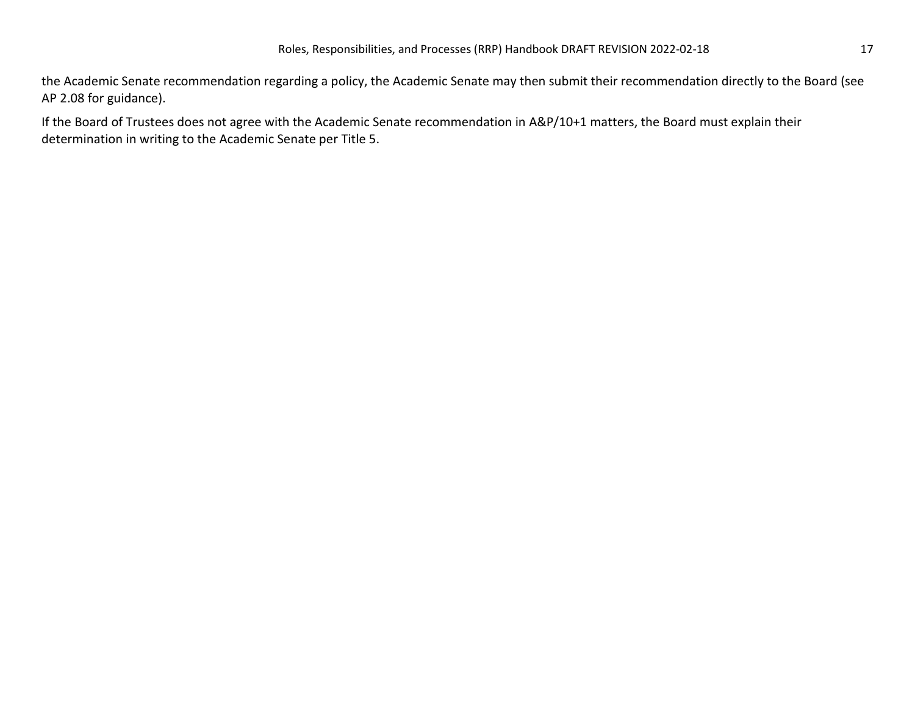the Academic Senate recommendation regarding a policy, the Academic Senate may then submit their recommendation directly to the Board (see AP 2.08 for guidance).

If the Board of Trustees does not agree with the Academic Senate recommendation in A&P/10+1 matters, the Board must explain their determination in writing to the Academic Senate per Title 5.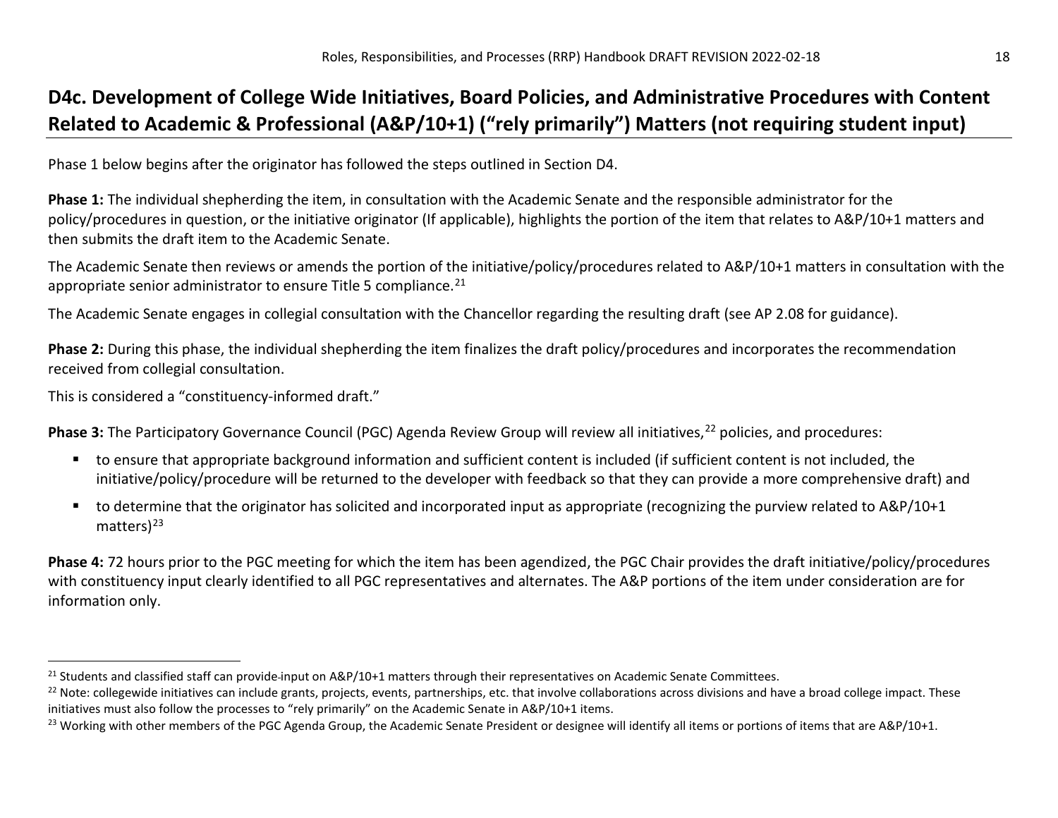## D4c. Development of College Wide Initiatives, Board Policies, and Administrative Procedures with Content Related to Academic & Professional (A&P/10+1) ("rely primarily") Matters (not requiring student input)

Phase 1 below begins after the originator has followed the steps outlined in Section D4.

**Phase 1:** The individual shepherding the item, in consultation with the Academic Senate and the responsible administrator for the policy/procedures in question, or the initiative originator (If applicable), highlights the portion of the item that relates to A&P/10+1 matters and then submits the draft item to the Academic Senate.

The Academic Senate then reviews or amends the portion of the initiative/policy/procedures related to A&P/10+1 matters in consultation with the appropriate senior administrator to ensure Title 5 compliance.[21]

The Academic Senate engages in collegial consultation with the Chancellor regarding the resulting draft (see AP 2.08 for guidance).

**Phase 2:** During this phase, the individual shepherding the item finalizes the draft policy/procedures and incorporates the recommendation received from collegial consultation.

This is considered a "constituency-informed draft."

**Phase 3:** The Participatory Governance Council (PGC) Agenda Review Group will review all initiatives,[22] policies, and procedures:

- to ensure that appropriate background information and sufficient content is included (if sufficient content is not included, the initiative/policy/procedure will be returned to the developer with feedback so that they can provide a more comprehensive draft) and
- to determine that the originator has solicited and incorporated input as appropriate (recognizing the purview related to A&P/10+1 matters)[23]

**Phase 4:** 72 hours prior to the PGC meeting for which the item has been agendized, the PGC Chair provides the draft initiative/policy/procedures with constituency input clearly identified to all PGC representatives and alternates. The A&P portions of the item under consideration are for information only.

---

[21] Students and classified staff can provide input on A&P/10+1 matters through their representatives on Academic Senate Committees.

[22] Note: collegewide initiatives can include grants, projects, events, partnerships, etc. that involve collaborations across divisions and have a broad college impact. These initiatives must also follow the processes to "rely primarily" on the Academic Senate in A&P/10+1 items.

[23] Working with other members of the PGC Agenda Group, the Academic Senate President or designee will identify all items or portions of items that are A&P/10+1.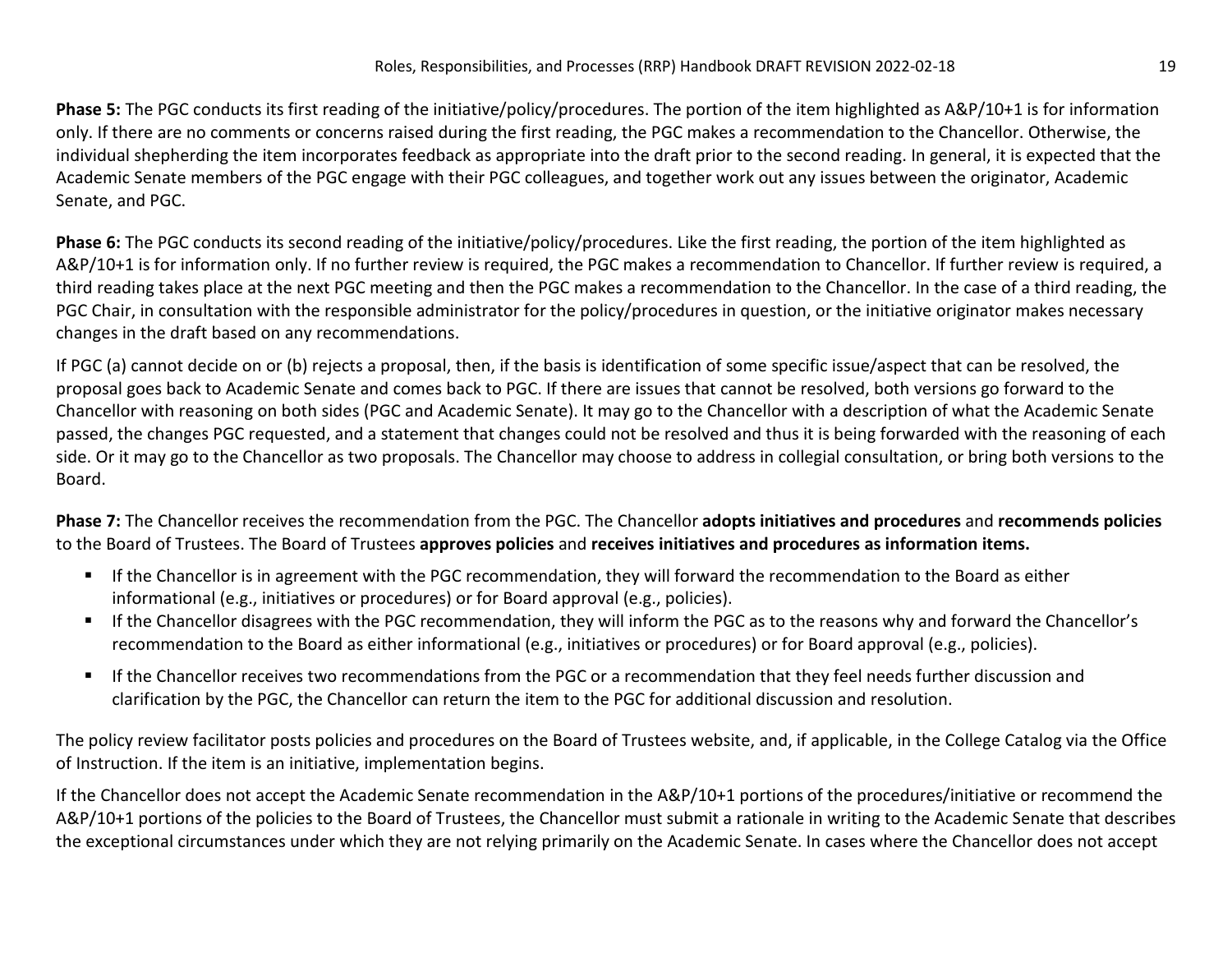**Phase 5:** The PGC conducts its first reading of the initiative/policy/procedures. The portion of the item highlighted as A&P/10+1 is for information only. If there are no comments or concerns raised during the first reading, the PGC makes a recommendation to the Chancellor. Otherwise, the individual shepherding the item incorporates feedback as appropriate into the draft prior to the second reading. In general, it is expected that the Academic Senate members of the PGC engage with their PGC colleagues, and together work out any issues between the originator, Academic Senate, and PGC.

**Phase 6:** The PGC conducts its second reading of the initiative/policy/procedures. Like the first reading, the portion of the item highlighted as A&P/10+1 is for information only. If no further review is required, the PGC makes a recommendation to Chancellor. If further review is required, a third reading takes place at the next PGC meeting and then the PGC makes a recommendation to the Chancellor. In the case of a third reading, the PGC Chair, in consultation with the responsible administrator for the policy/procedures in question, or the initiative originator makes necessary changes in the draft based on any recommendations.

If PGC (a) cannot decide on or (b) rejects a proposal, then, if the basis is identification of some specific issue/aspect that can be resolved, the proposal goes back to Academic Senate and comes back to PGC. If there are issues that cannot be resolved, both versions go forward to the Chancellor with reasoning on both sides (PGC and Academic Senate). It may go to the Chancellor with a description of what the Academic Senate passed, the changes PGC requested, and a statement that changes could not be resolved and thus it is being forwarded with the reasoning of each side. Or it may go to the Chancellor as two proposals. The Chancellor may choose to address in collegial consultation, or bring both versions to the Board.

**Phase 7:** The Chancellor receives the recommendation from the PGC. The Chancellor **adopts initiatives and procedures** and **recommends policies** to the Board of Trustees. The Board of Trustees **approves policies** and **receives initiatives and procedures as information items.**

- If the Chancellor is in agreement with the PGC recommendation, they will forward the recommendation to the Board as either informational (e.g., initiatives or procedures) or for Board approval (e.g., policies).
- If the Chancellor disagrees with the PGC recommendation, they will inform the PGC as to the reasons why and forward the Chancellor's recommendation to the Board as either informational (e.g., initiatives or procedures) or for Board approval (e.g., policies).
- If the Chancellor receives two recommendations from the PGC or a recommendation that they feel needs further discussion and clarification by the PGC, the Chancellor can return the item to the PGC for additional discussion and resolution.

The policy review facilitator posts policies and procedures on the Board of Trustees website, and, if applicable, in the College Catalog via the Office of Instruction. If the item is an initiative, implementation begins.

If the Chancellor does not accept the Academic Senate recommendation in the A&P/10+1 portions of the procedures/initiative or recommend the A&P/10+1 portions of the policies to the Board of Trustees, the Chancellor must submit a rationale in writing to the Academic Senate that describes the exceptional circumstances under which they are not relying primarily on the Academic Senate. In cases where the Chancellor does not accept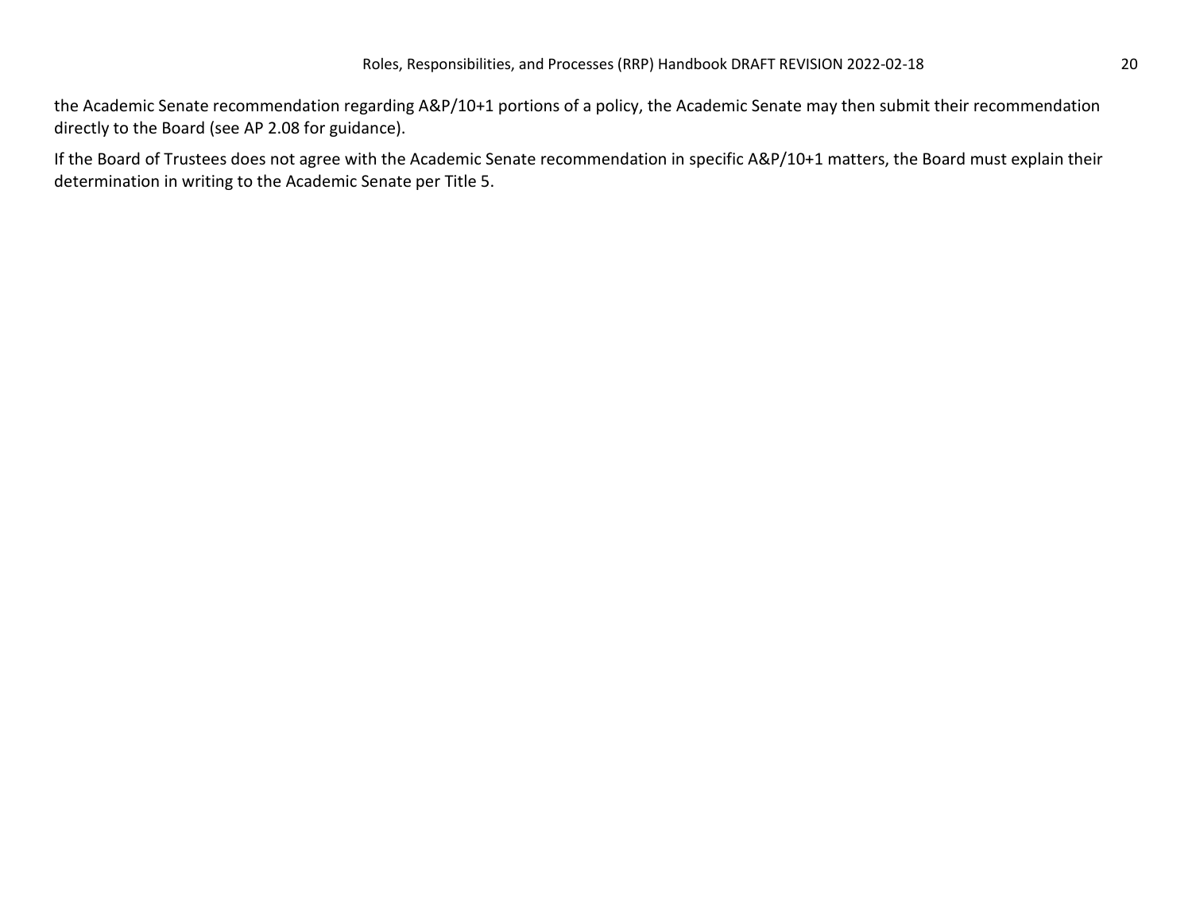the Academic Senate recommendation regarding A&P/10+1 portions of a policy, the Academic Senate may then submit their recommendation directly to the Board (see AP 2.08 for guidance).

If the Board of Trustees does not agree with the Academic Senate recommendation in specific A&P/10+1 matters, the Board must explain their determination in writing to the Academic Senate per Title 5.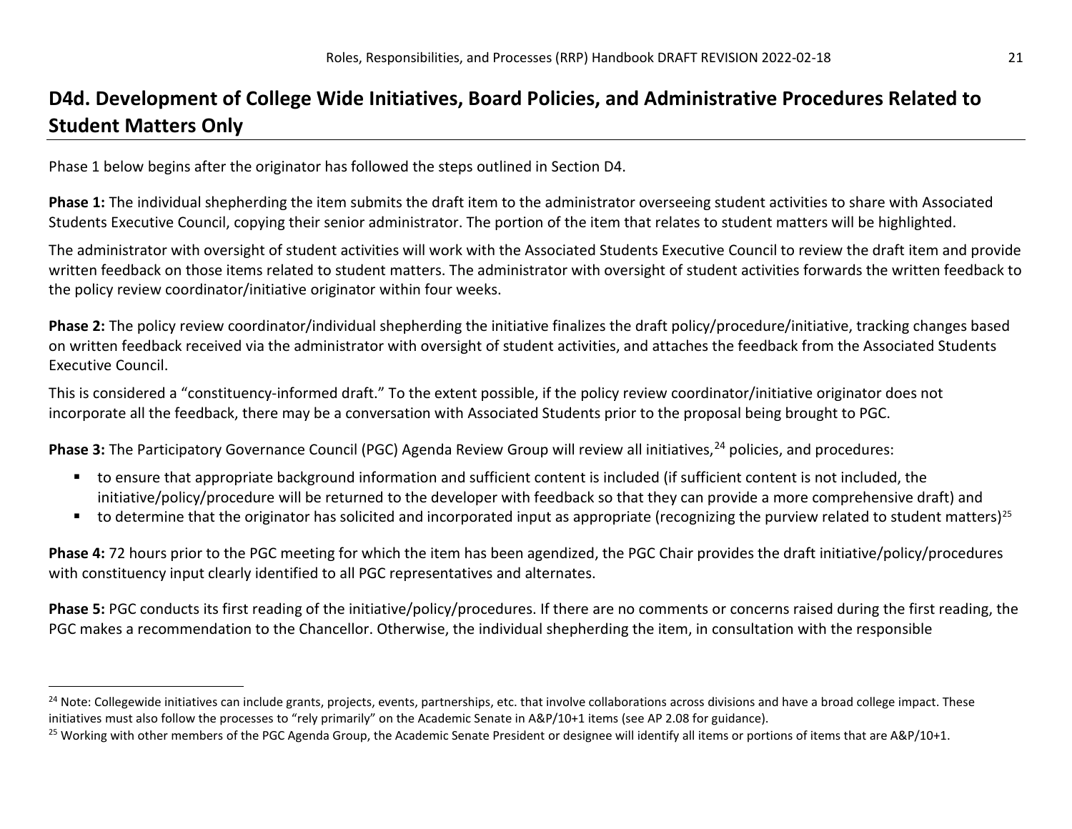## D4d. Development of College Wide Initiatives, Board Policies, and Administrative Procedures Related to Student Matters Only

Phase 1 below begins after the originator has followed the steps outlined in Section D4.

**Phase 1:** The individual shepherding the item submits the draft item to the administrator overseeing student activities to share with Associated Students Executive Council, copying their senior administrator. The portion of the item that relates to student matters will be highlighted.

The administrator with oversight of student activities will work with the Associated Students Executive Council to review the draft item and provide written feedback on those items related to student matters. The administrator with oversight of student activities forwards the written feedback to the policy review coordinator/initiative originator within four weeks.

**Phase 2:** The policy review coordinator/individual shepherding the initiative finalizes the draft policy/procedure/initiative, tracking changes based on written feedback received via the administrator with oversight of student activities, and attaches the feedback from the Associated Students Executive Council.

This is considered a "constituency-informed draft." To the extent possible, if the policy review coordinator/initiative originator does not incorporate all the feedback, there may be a conversation with Associated Students prior to the proposal being brought to PGC.

**Phase 3:** The Participatory Governance Council (PGC) Agenda Review Group will review all initiatives,[24] policies, and procedures:

- to ensure that appropriate background information and sufficient content is included (if sufficient content is not included, the initiative/policy/procedure will be returned to the developer with feedback so that they can provide a more comprehensive draft) and
- to determine that the originator has solicited and incorporated input as appropriate (recognizing the purview related to student matters)[25]

**Phase 4:** 72 hours prior to the PGC meeting for which the item has been agendized, the PGC Chair provides the draft initiative/policy/procedures with constituency input clearly identified to all PGC representatives and alternates.

**Phase 5:** PGC conducts its first reading of the initiative/policy/procedures. If there are no comments or concerns raised during the first reading, the PGC makes a recommendation to the Chancellor. Otherwise, the individual shepherding the item, in consultation with the responsible

---

[24] Note: Collegewide initiatives can include grants, projects, events, partnerships, etc. that involve collaborations across divisions and have a broad college impact. These initiatives must also follow the processes to "rely primarily" on the Academic Senate in A&P/10+1 items (see AP 2.08 for guidance).

[25] Working with other members of the PGC Agenda Group, the Academic Senate President or designee will identify all items or portions of items that are A&P/10+1.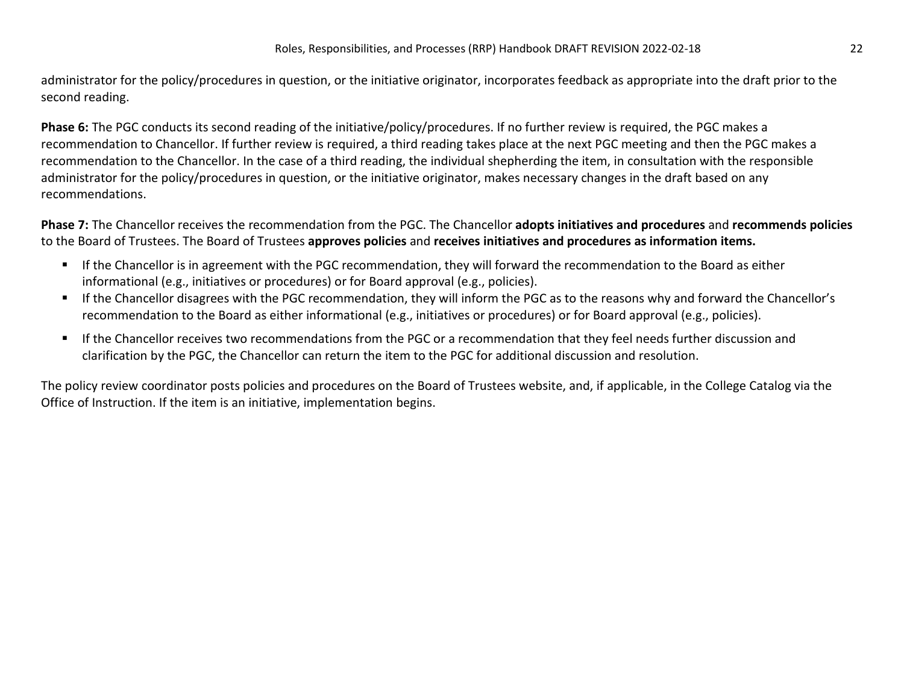administrator for the policy/procedures in question, or the initiative originator, incorporates feedback as appropriate into the draft prior to the second reading.

**Phase 6:** The PGC conducts its second reading of the initiative/policy/procedures. If no further review is required, the PGC makes a recommendation to Chancellor. If further review is required, a third reading takes place at the next PGC meeting and then the PGC makes a recommendation to the Chancellor. In the case of a third reading, the individual shepherding the item, in consultation with the responsible administrator for the policy/procedures in question, or the initiative originator, makes necessary changes in the draft based on any recommendations.

**Phase 7:** The Chancellor receives the recommendation from the PGC. The Chancellor **adopts initiatives and procedures** and **recommends policies** to the Board of Trustees. The Board of Trustees **approves policies** and **receives initiatives and procedures as information items.**

- If the Chancellor is in agreement with the PGC recommendation, they will forward the recommendation to the Board as either informational (e.g., initiatives or procedures) or for Board approval (e.g., policies).
- If the Chancellor disagrees with the PGC recommendation, they will inform the PGC as to the reasons why and forward the Chancellor's recommendation to the Board as either informational (e.g., initiatives or procedures) or for Board approval (e.g., policies).
- If the Chancellor receives two recommendations from the PGC or a recommendation that they feel needs further discussion and clarification by the PGC, the Chancellor can return the item to the PGC for additional discussion and resolution.

The policy review coordinator posts policies and procedures on the Board of Trustees website, and, if applicable, in the College Catalog via the Office of Instruction. If the item is an initiative, implementation begins.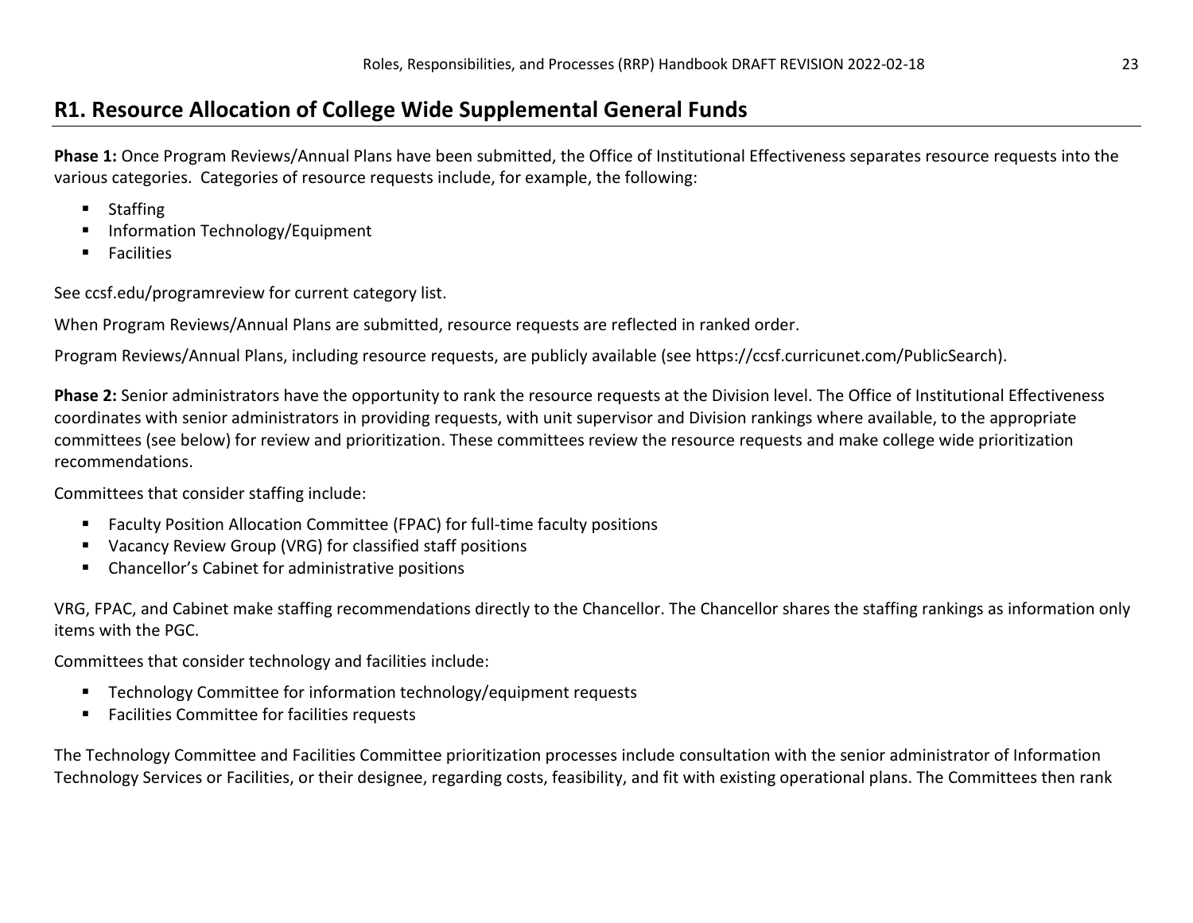## R1. Resource Allocation of College Wide Supplemental General Funds

**Phase 1:** Once Program Reviews/Annual Plans have been submitted, the Office of Institutional Effectiveness separates resource requests into the various categories. Categories of resource requests include, for example, the following:

- Staffing
- Information Technology/Equipment
- Facilities

See ccsf.edu/programreview for current category list.

When Program Reviews/Annual Plans are submitted, resource requests are reflected in ranked order.

Program Reviews/Annual Plans, including resource requests, are publicly available (see https://ccsf.curricunet.com/PublicSearch).

**Phase 2:** Senior administrators have the opportunity to rank the resource requests at the Division level. The Office of Institutional Effectiveness coordinates with senior administrators in providing requests, with unit supervisor and Division rankings where available, to the appropriate committees (see below) for review and prioritization. These committees review the resource requests and make college wide prioritization recommendations.

Committees that consider staffing include:

- Faculty Position Allocation Committee (FPAC) for full-time faculty positions
- Vacancy Review Group (VRG) for classified staff positions
- Chancellor's Cabinet for administrative positions

VRG, FPAC, and Cabinet make staffing recommendations directly to the Chancellor. The Chancellor shares the staffing rankings as information only items with the PGC.

Committees that consider technology and facilities include:

- Technology Committee for information technology/equipment requests
- Facilities Committee for facilities requests

The Technology Committee and Facilities Committee prioritization processes include consultation with the senior administrator of Information Technology Services or Facilities, or their designee, regarding costs, feasibility, and fit with existing operational plans. The Committees then rank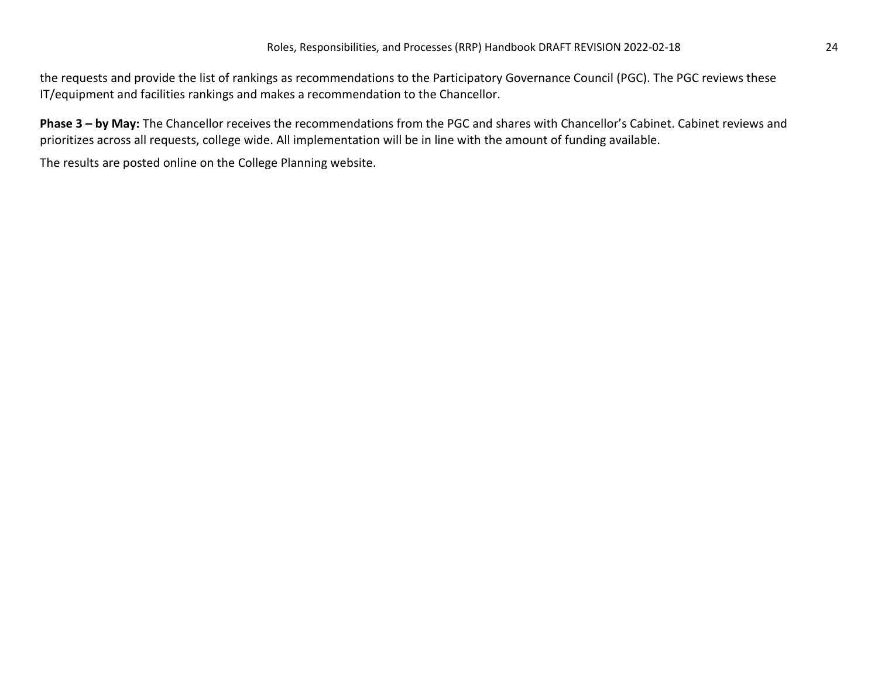the requests and provide the list of rankings as recommendations to the Participatory Governance Council (PGC). The PGC reviews these IT/equipment and facilities rankings and makes a recommendation to the Chancellor.

**Phase 3 – by May:** The Chancellor receives the recommendations from the PGC and shares with Chancellor's Cabinet. Cabinet reviews and prioritizes across all requests, college wide. All implementation will be in line with the amount of funding available.

The results are posted online on the College Planning website.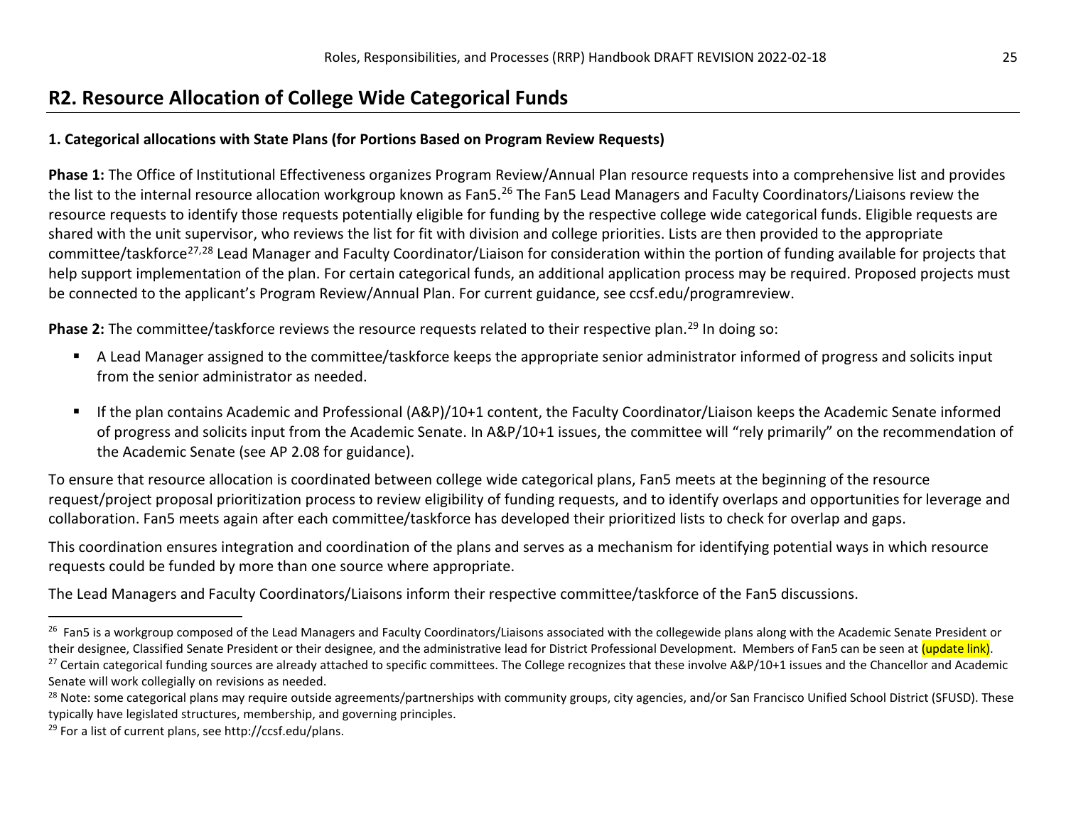## R2. Resource Allocation of College Wide Categorical Funds

**1. Categorical allocations with State Plans (for Portions Based on Program Review Requests)**

**Phase 1:** The Office of Institutional Effectiveness organizes Program Review/Annual Plan resource requests into a comprehensive list and provides the list to the internal resource allocation workgroup known as Fan5.[26] The Fan5 Lead Managers and Faculty Coordinators/Liaisons review the resource requests to identify those requests potentially eligible for funding by the respective college wide categorical funds. Eligible requests are shared with the unit supervisor, who reviews the list for fit with division and college priorities. Lists are then provided to the appropriate committee/taskforce[27,28] Lead Manager and Faculty Coordinator/Liaison for consideration within the portion of funding available for projects that help support implementation of the plan. For certain categorical funds, an additional application process may be required. Proposed projects must be connected to the applicant's Program Review/Annual Plan. For current guidance, see ccsf.edu/programreview.

**Phase 2:** The committee/taskforce reviews the resource requests related to their respective plan.[29] In doing so:

- A Lead Manager assigned to the committee/taskforce keeps the appropriate senior administrator informed of progress and solicits input from the senior administrator as needed.
- If the plan contains Academic and Professional (A&P)/10+1 content, the Faculty Coordinator/Liaison keeps the Academic Senate informed of progress and solicits input from the Academic Senate. In A&P/10+1 issues, the committee will "rely primarily" on the recommendation of the Academic Senate (see AP 2.08 for guidance).

To ensure that resource allocation is coordinated between college wide categorical plans, Fan5 meets at the beginning of the resource request/project proposal prioritization process to review eligibility of funding requests, and to identify overlaps and opportunities for leverage and collaboration. Fan5 meets again after each committee/taskforce has developed their prioritized lists to check for overlap and gaps.

This coordination ensures integration and coordination of the plans and serves as a mechanism for identifying potential ways in which resource requests could be funded by more than one source where appropriate.

The Lead Managers and Faculty Coordinators/Liaisons inform their respective committee/taskforce of the Fan5 discussions.

---

[26] Fan5 is a workgroup composed of the Lead Managers and Faculty Coordinators/Liaisons associated with the collegewide plans along with the Academic Senate President or their designee, Classified Senate President or their designee, and the administrative lead for District Professional Development. Members of Fan5 can be seen at (update link).

[27] Certain categorical funding sources are already attached to specific committees. The College recognizes that these involve A&P/10+1 issues and the Chancellor and Academic Senate will work collegially on revisions as needed.

[28] Note: some categorical plans may require outside agreements/partnerships with community groups, city agencies, and/or San Francisco Unified School District (SFUSD). These typically have legislated structures, membership, and governing principles.

[29] For a list of current plans, see http://ccsf.edu/plans.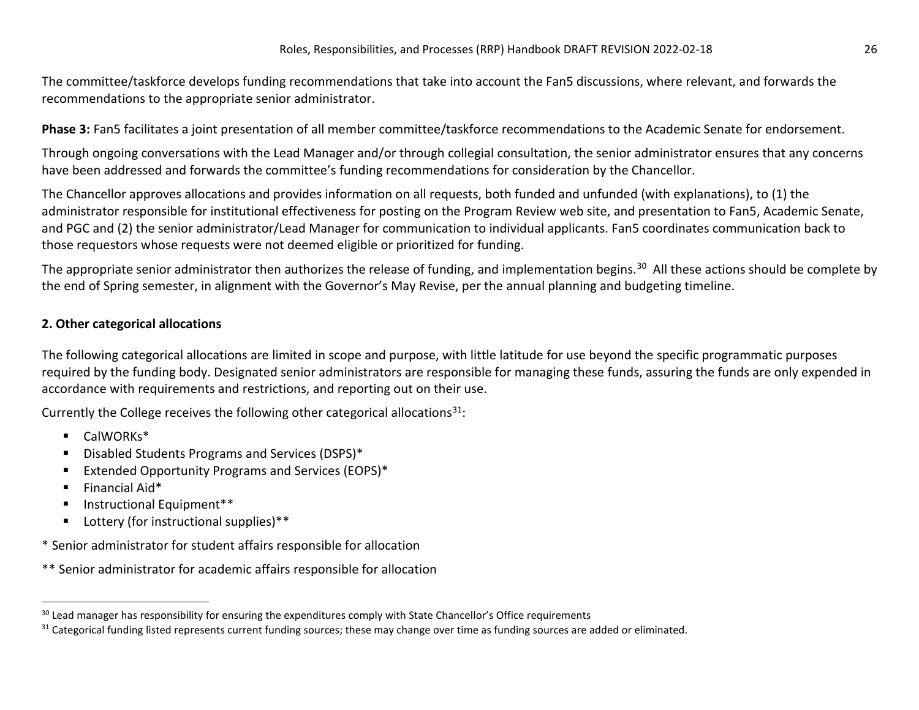The committee/taskforce develops funding recommendations that take into account the Fan5 discussions, where relevant, and forwards the recommendations to the appropriate senior administrator.

**Phase 3:** Fan5 facilitates a joint presentation of all member committee/taskforce recommendations to the Academic Senate for endorsement.

Through ongoing conversations with the Lead Manager and/or through collegial consultation, the senior administrator ensures that any concerns have been addressed and forwards the committee's funding recommendations for consideration by the Chancellor.

The Chancellor approves allocations and provides information on all requests, both funded and unfunded (with explanations), to (1) the administrator responsible for institutional effectiveness for posting on the Program Review web site, and presentation to Fan5, Academic Senate, and PGC and (2) the senior administrator/Lead Manager for communication to individual applicants. Fan5 coordinates communication back to those requestors whose requests were not deemed eligible or prioritized for funding.

The appropriate senior administrator then authorizes the release of funding, and implementation begins.[30] All these actions should be complete by the end of Spring semester, in alignment with the Governor's May Revise, per the annual planning and budgeting timeline.

### 2. Other categorical allocations

The following categorical allocations are limited in scope and purpose, with little latitude for use beyond the specific programmatic purposes required by the funding body. Designated senior administrators are responsible for managing these funds, assuring the funds are only expended in accordance with requirements and restrictions, and reporting out on their use.

Currently the College receives the following other categorical allocations[31]:

- CalWORKs*
- Disabled Students Programs and Services (DSPS)*
- Extended Opportunity Programs and Services (EOPS)*
- Financial Aid*
- Instructional Equipment**
- Lottery (for instructional supplies)**

\* Senior administrator for student affairs responsible for allocation

\** Senior administrator for academic affairs responsible for allocation

[30] Lead manager has responsibility for ensuring the expenditures comply with State Chancellor's Office requirements

[31] Categorical funding listed represents current funding sources; these may change over time as funding sources are added or eliminated.